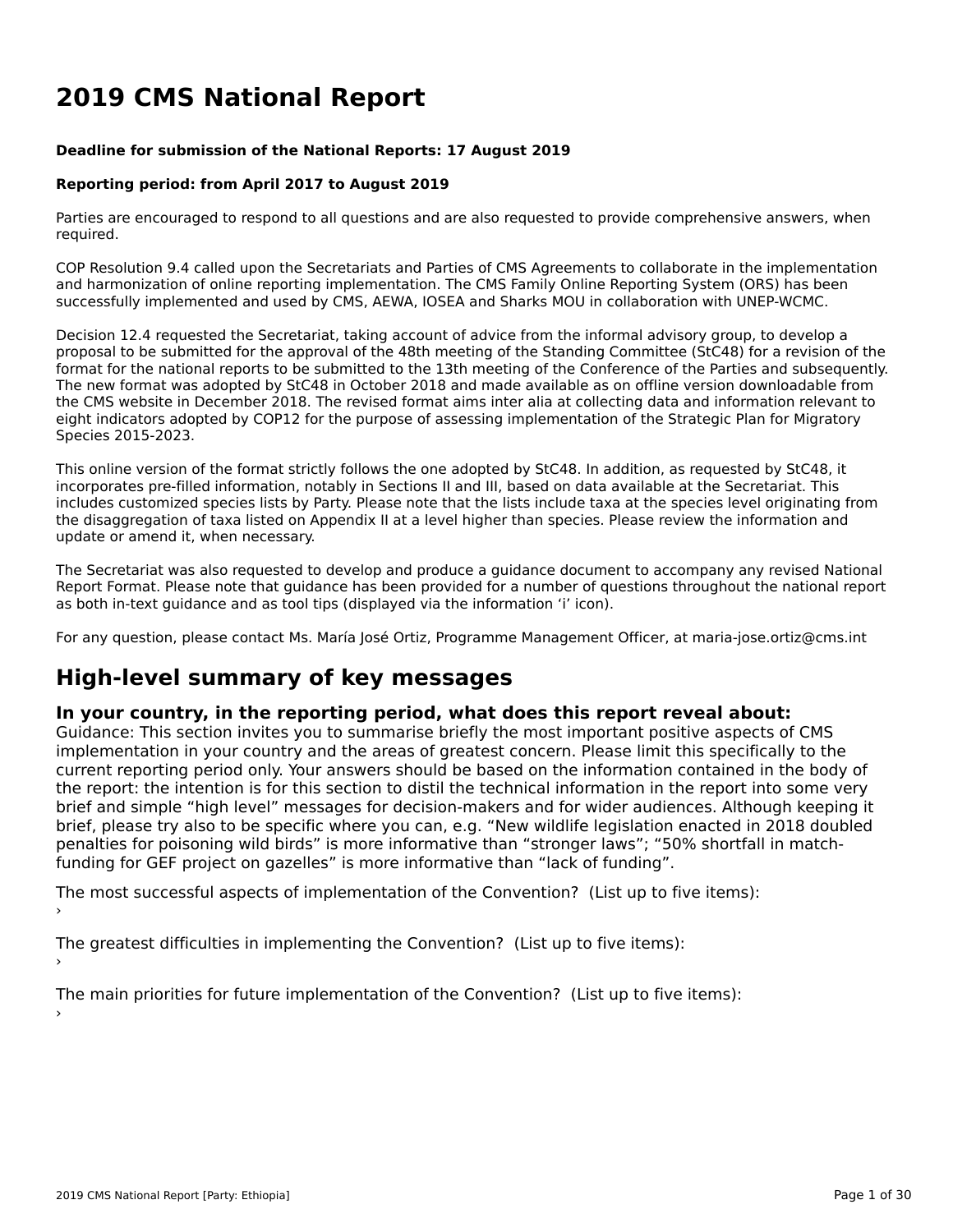# 2019 CMS National Report

**Deadline for submission of the National Reports: 17 August 2019**

**Reporting period: from April 2017 to August 2019**

Parties are encouraged to respond to all questions and are also requested to provide comprehensive answers, when required.

COP Resolution 9.4 called upon the Secretariats and Parties of CMS Agreements to collaborate in the implementation and harmonization of online reporting implementation. The CMS Family Online Reporting System (ORS) has been successfully implemented and used by CMS, AEWA, IOSEA and Sharks MOU in collaboration with UNEP-WCMC.

Decision 12.4 requested the Secretariat, taking account of advice from the informal advisory group, to develop a proposal to be submitted for the approval of the 48th meeting of the Standing Committee (StC48) for a revision of the format for the national reports to be submitted to the 13th meeting of the Conference of the Parties and subsequently. The new format was adopted by StC48 in October 2018 and made available as on offline version downloadable from the CMS website in December 2018. The revised format aims inter alia at collecting data and information relevant to eight indicators adopted by COP12 for the purpose of assessing implementation of the Strategic Plan for Migratory Species 2015-2023.

This online version of the format strictly follows the one adopted by StC48. In addition, as requested by StC48, it incorporates pre-filled information, notably in Sections II and III, based on data available at the Secretariat. This includes customized species lists by Party. Please note that the lists include taxa at the species level originating from the disaggregation of taxa listed on Appendix II at a level higher than species. Please review the information and update or amend it, when necessary.

The Secretariat was also requested to develop and produce a guidance document to accompany any revised National Report Format. Please note that guidance has been provided for a number of questions throughout the national report as both in-text guidance and as tool tips (displayed via the information 'i' icon).

For any question, please contact Ms. María José Ortiz, Programme Management Officer, at maria-jose.ortiz@cms.int

## High-level summary of key messages

### In your country, in the reporting period, what does this report reveal about:

Guidance: This section invites you to summarise briefly the most important positive aspects of CMS implementation in your country and the areas of greatest concern. Please limit this specifically to the current reporting period only. Your answers should be based on the information contained in the body of the report: the intention is for this section to distil the technical information in the report into some very brief and simple "high level" messages for decision-makers and for wider audiences. Although keeping it brief, please try also to be specific where you can, e.g. "New wildlife legislation enacted in 2018 doubled penalties for poisoning wild birds" is more informative than "stronger laws"; "50% shortfall in match-funding for GEF project on gazelles" is more informative than "lack of funding".

The most successful aspects of implementation of the Convention? (List up to five items):
›

The greatest difficulties in implementing the Convention? (List up to five items):
›

The main priorities for future implementation of the Convention? (List up to five items):
›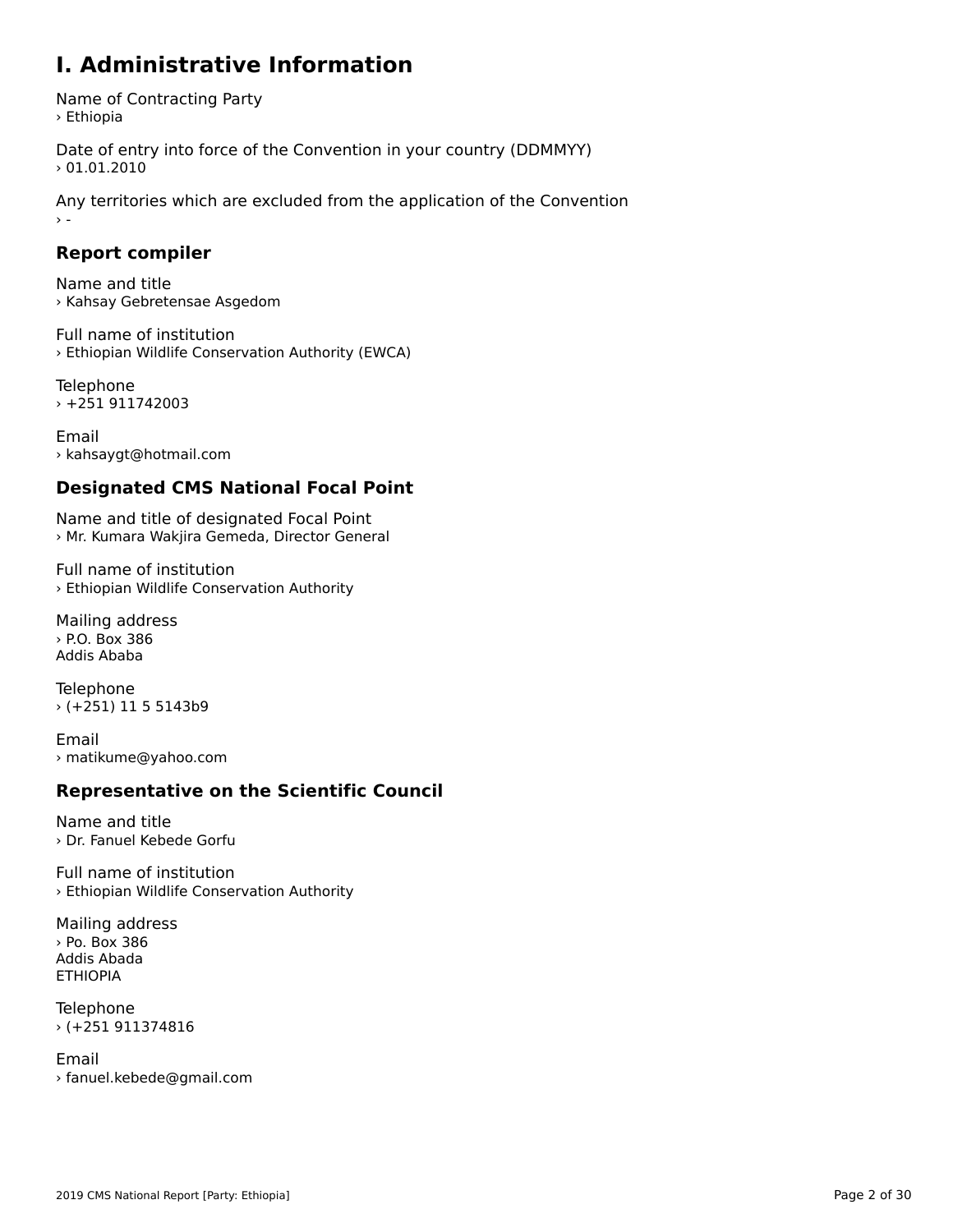# I. Administrative Information

Name of Contracting Party
› Ethiopia

Date of entry into force of the Convention in your country (DDMMYY)
› 01.01.2010

Any territories which are excluded from the application of the Convention
› -

## Report compiler

Name and title
› Kahsay Gebretensae Asgedom

Full name of institution
› Ethiopian Wildlife Conservation Authority (EWCA)

Telephone
› +251 911742003

Email
› kahsaygt@hotmail.com

## Designated CMS National Focal Point

Name and title of designated Focal Point
› Mr. Kumara Wakjira Gemeda, Director General

Full name of institution
› Ethiopian Wildlife Conservation Authority

Mailing address
› P.O. Box 386
Addis Ababa

Telephone
› (+251) 11 5 5143b9

Email
› matikume@yahoo.com

## Representative on the Scientific Council

Name and title
› Dr. Fanuel Kebede Gorfu

Full name of institution
› Ethiopian Wildlife Conservation Authority

Mailing address
› Po. Box 386
Addis Abada
ETHIOPIA

Telephone
› (+251 911374816

Email
› fanuel.kebede@gmail.com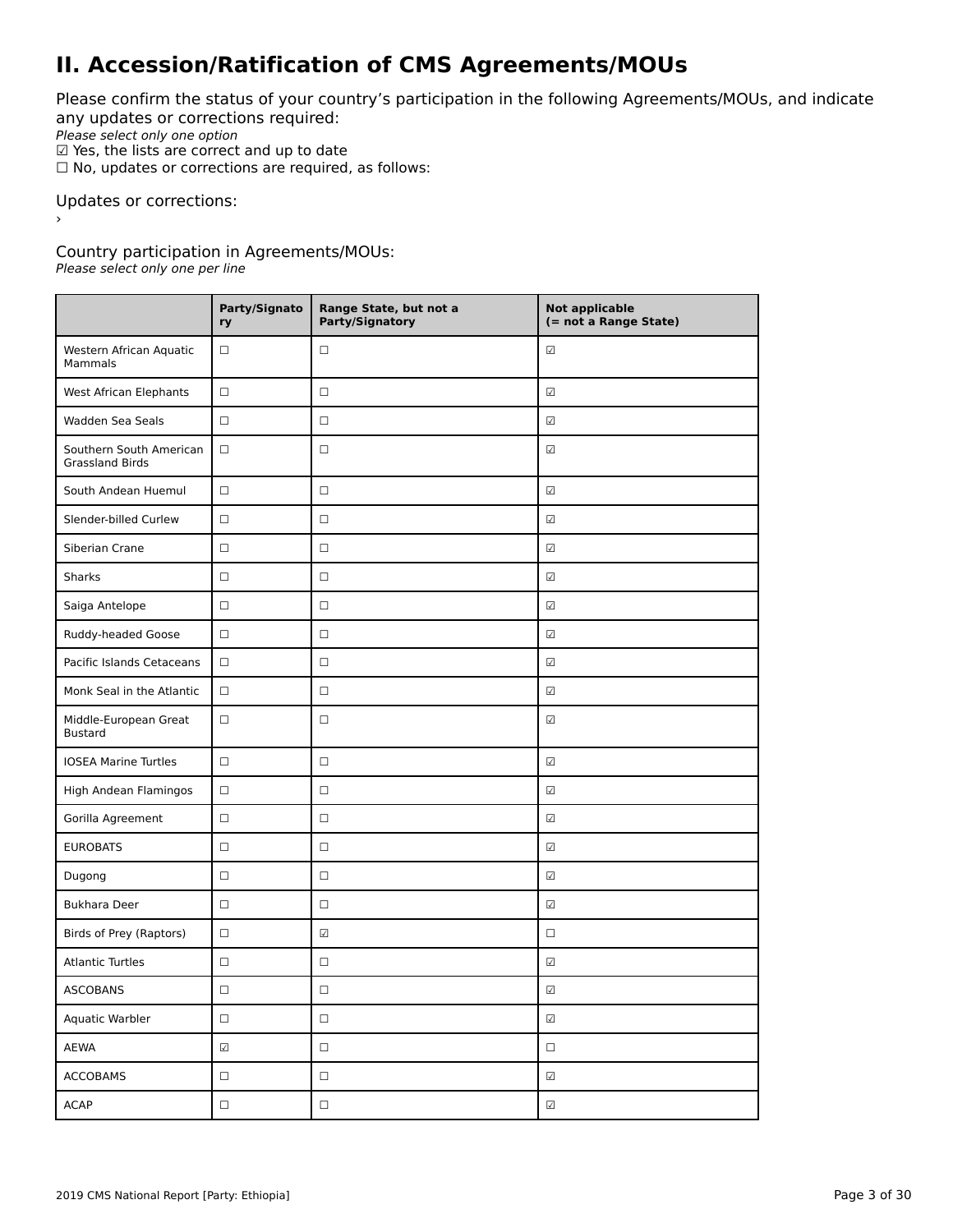# II. Accession/Ratification of CMS Agreements/MOUs

Please confirm the status of your country's participation in the following Agreements/MOUs, and indicate any updates or corrections required:

*Please select only one option*

☑ Yes, the lists are correct and up to date

☐ No, updates or corrections are required, as follows:

Updates or corrections:

›

Country participation in Agreements/MOUs:

*Please select only one per line*

| | Party/Signatory | Range State, but not a Party/Signatory | Not applicable (= not a Range State) |
|---|---|---|---|
| Western African Aquatic Mammals | ☐ | ☐ | ☑ |
| West African Elephants | ☐ | ☐ | ☑ |
| Wadden Sea Seals | ☐ | ☐ | ☑ |
| Southern South American Grassland Birds | ☐ | ☐ | ☑ |
| South Andean Huemul | ☐ | ☐ | ☑ |
| Slender-billed Curlew | ☐ | ☐ | ☑ |
| Siberian Crane | ☐ | ☐ | ☑ |
| Sharks | ☐ | ☐ | ☑ |
| Saiga Antelope | ☐ | ☐ | ☑ |
| Ruddy-headed Goose | ☐ | ☐ | ☑ |
| Pacific Islands Cetaceans | ☐ | ☐ | ☑ |
| Monk Seal in the Atlantic | ☐ | ☐ | ☑ |
| Middle-European Great Bustard | ☐ | ☐ | ☑ |
| IOSEA Marine Turtles | ☐ | ☐ | ☑ |
| High Andean Flamingos | ☐ | ☐ | ☑ |
| Gorilla Agreement | ☐ | ☐ | ☑ |
| EUROBATS | ☐ | ☐ | ☑ |
| Dugong | ☐ | ☐ | ☑ |
| Bukhara Deer | ☐ | ☐ | ☑ |
| Birds of Prey (Raptors) | ☐ | ☑ | ☐ |
| Atlantic Turtles | ☐ | ☐ | ☑ |
| ASCOBANS | ☐ | ☐ | ☑ |
| Aquatic Warbler | ☐ | ☐ | ☑ |
| AEWA | ☑ | ☐ | ☐ |
| ACCOBAMS | ☐ | ☐ | ☑ |
| ACAP | ☐ | ☐ | ☑ |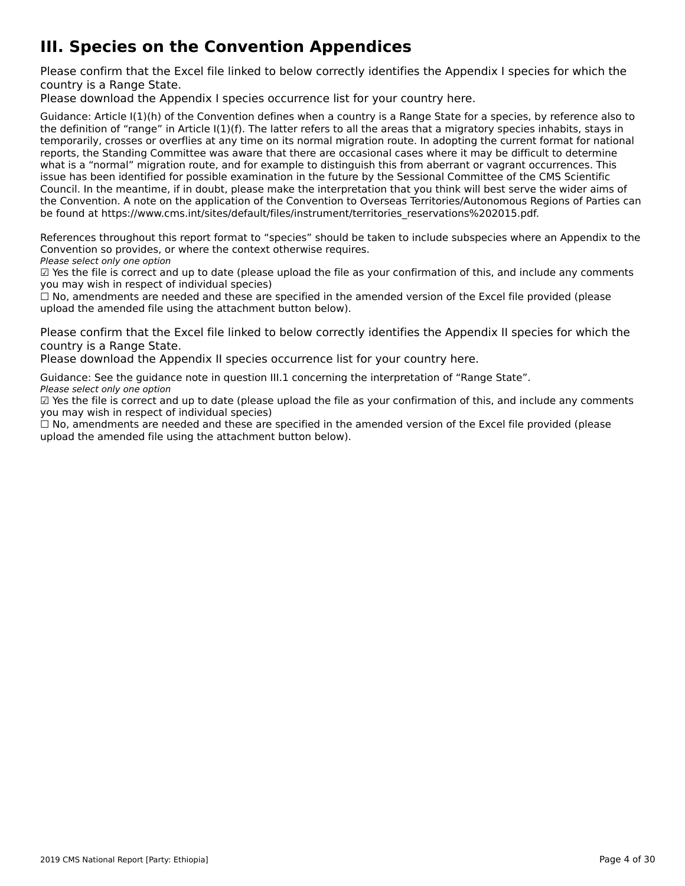# III. Species on the Convention Appendices

Please confirm that the Excel file linked to below correctly identifies the Appendix I species for which the country is a Range State.
Please download the Appendix I species occurrence list for your country here.

Guidance: Article I(1)(h) of the Convention defines when a country is a Range State for a species, by reference also to the definition of "range" in Article I(1)(f). The latter refers to all the areas that a migratory species inhabits, stays in temporarily, crosses or overflies at any time on its normal migration route. In adopting the current format for national reports, the Standing Committee was aware that there are occasional cases where it may be difficult to determine what is a "normal" migration route, and for example to distinguish this from aberrant or vagrant occurrences. This issue has been identified for possible examination in the future by the Sessional Committee of the CMS Scientific Council. In the meantime, if in doubt, please make the interpretation that you think will best serve the wider aims of the Convention. A note on the application of the Convention to Overseas Territories/Autonomous Regions of Parties can be found at https://www.cms.int/sites/default/files/instrument/territories_reservations%202015.pdf.

References throughout this report format to "species" should be taken to include subspecies where an Appendix to the Convention so provides, or where the context otherwise requires.

*Please select only one option*

☑ Yes the file is correct and up to date (please upload the file as your confirmation of this, and include any comments you may wish in respect of individual species)

☐ No, amendments are needed and these are specified in the amended version of the Excel file provided (please upload the amended file using the attachment button below).

Please confirm that the Excel file linked to below correctly identifies the Appendix II species for which the country is a Range State.
Please download the Appendix II species occurrence list for your country here.

Guidance: See the guidance note in question III.1 concerning the interpretation of "Range State".

*Please select only one option*

☑ Yes the file is correct and up to date (please upload the file as your confirmation of this, and include any comments you may wish in respect of individual species)

☐ No, amendments are needed and these are specified in the amended version of the Excel file provided (please upload the amended file using the attachment button below).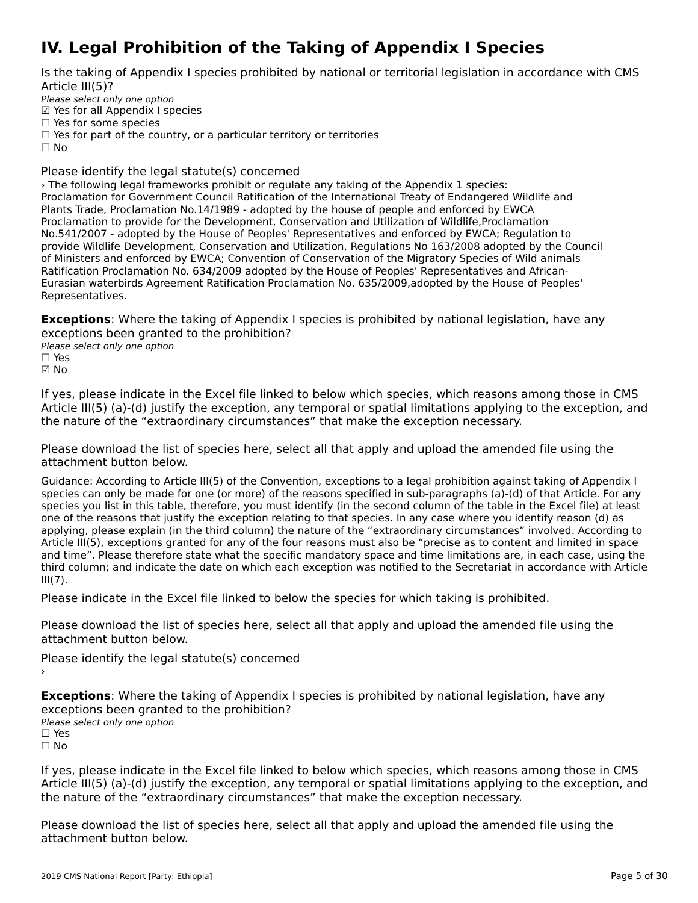# IV. Legal Prohibition of the Taking of Appendix I Species

Is the taking of Appendix I species prohibited by national or territorial legislation in accordance with CMS Article III(5)?

*Please select only one option*

☑ Yes for all Appendix I species
☐ Yes for some species
☐ Yes for part of the country, or a particular territory or territories
☐ No

Please identify the legal statute(s) concerned

› The following legal frameworks prohibit or regulate any taking of the Appendix 1 species: Proclamation for Government Council Ratification of the International Treaty of Endangered Wildlife and Plants Trade, Proclamation No.14/1989 - adopted by the house of people and enforced by EWCA Proclamation to provide for the Development, Conservation and Utilization of Wildlife,Proclamation No.541/2007 - adopted by the House of Peoples' Representatives and enforced by EWCA; Regulation to provide Wildlife Development, Conservation and Utilization, Regulations No 163/2008 adopted by the Council of Ministers and enforced by EWCA; Convention of Conservation of the Migratory Species of Wild animals Ratification Proclamation No. 634/2009 adopted by the House of Peoples' Representatives and African-Eurasian waterbirds Agreement Ratification Proclamation No. 635/2009,adopted by the House of Peoples' Representatives.

**Exceptions**: Where the taking of Appendix I species is prohibited by national legislation, have any exceptions been granted to the prohibition?

*Please select only one option*

☐ Yes
☑ No

If yes, please indicate in the Excel file linked to below which species, which reasons among those in CMS Article III(5) (a)-(d) justify the exception, any temporal or spatial limitations applying to the exception, and the nature of the "extraordinary circumstances" that make the exception necessary.

Please download the list of species here, select all that apply and upload the amended file using the attachment button below.

Guidance: According to Article III(5) of the Convention, exceptions to a legal prohibition against taking of Appendix I species can only be made for one (or more) of the reasons specified in sub-paragraphs (a)-(d) of that Article. For any species you list in this table, therefore, you must identify (in the second column of the table in the Excel file) at least one of the reasons that justify the exception relating to that species. In any case where you identify reason (d) as applying, please explain (in the third column) the nature of the "extraordinary circumstances" involved. According to Article III(5), exceptions granted for any of the four reasons must also be "precise as to content and limited in space and time". Please therefore state what the specific mandatory space and time limitations are, in each case, using the third column; and indicate the date on which each exception was notified to the Secretariat in accordance with Article III(7).

Please indicate in the Excel file linked to below the species for which taking is prohibited.

Please download the list of species here, select all that apply and upload the amended file using the attachment button below.

Please identify the legal statute(s) concerned

›

**Exceptions**: Where the taking of Appendix I species is prohibited by national legislation, have any exceptions been granted to the prohibition?

*Please select only one option*

☐ Yes
☐ No

If yes, please indicate in the Excel file linked to below which species, which reasons among those in CMS Article III(5) (a)-(d) justify the exception, any temporal or spatial limitations applying to the exception, and the nature of the "extraordinary circumstances" that make the exception necessary.

Please download the list of species here, select all that apply and upload the amended file using the attachment button below.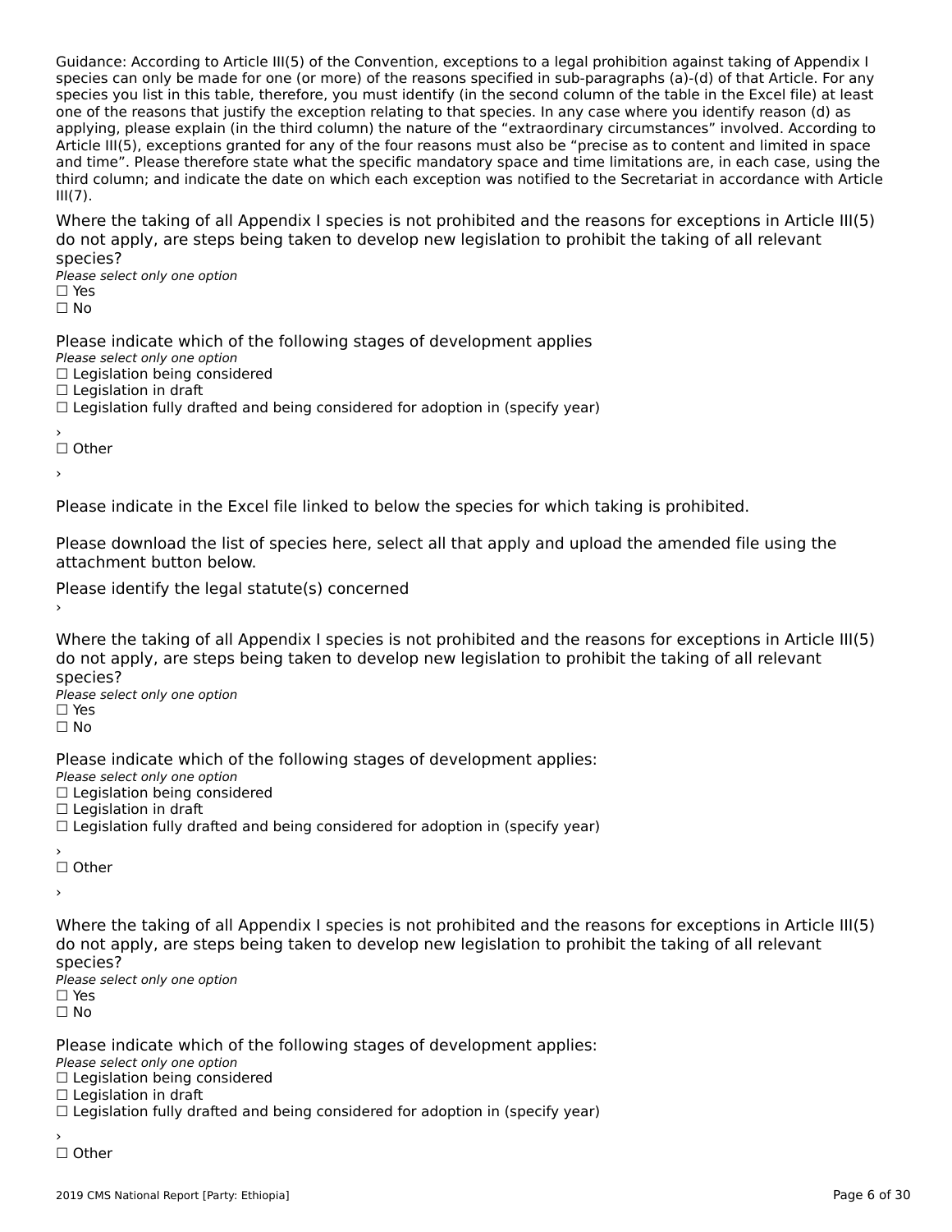Guidance: According to Article III(5) of the Convention, exceptions to a legal prohibition against taking of Appendix I species can only be made for one (or more) of the reasons specified in sub-paragraphs (a)-(d) of that Article. For any species you list in this table, therefore, you must identify (in the second column of the table in the Excel file) at least one of the reasons that justify the exception relating to that species. In any case where you identify reason (d) as applying, please explain (in the third column) the nature of the "extraordinary circumstances" involved. According to Article III(5), exceptions granted for any of the four reasons must also be "precise as to content and limited in space and time". Please therefore state what the specific mandatory space and time limitations are, in each case, using the third column; and indicate the date on which each exception was notified to the Secretariat in accordance with Article III(7).

Where the taking of all Appendix I species is not prohibited and the reasons for exceptions in Article III(5) do not apply, are steps being taken to develop new legislation to prohibit the taking of all relevant species?

*Please select only one option*
☐ Yes
☐ No

Please indicate which of the following stages of development applies

*Please select only one option*
☐ Legislation being considered
☐ Legislation in draft
☐ Legislation fully drafted and being considered for adoption in (specify year)

›
☐ Other

›

Please indicate in the Excel file linked to below the species for which taking is prohibited.

Please download the list of species here, select all that apply and upload the amended file using the attachment button below.

Please identify the legal statute(s) concerned

›

Where the taking of all Appendix I species is not prohibited and the reasons for exceptions in Article III(5) do not apply, are steps being taken to develop new legislation to prohibit the taking of all relevant species?

*Please select only one option*
☐ Yes
☐ No

Please indicate which of the following stages of development applies:

*Please select only one option*
☐ Legislation being considered
☐ Legislation in draft
☐ Legislation fully drafted and being considered for adoption in (specify year)

›
☐ Other

›

Where the taking of all Appendix I species is not prohibited and the reasons for exceptions in Article III(5) do not apply, are steps being taken to develop new legislation to prohibit the taking of all relevant species?

*Please select only one option*
☐ Yes
☐ No

Please indicate which of the following stages of development applies:

*Please select only one option*
☐ Legislation being considered
☐ Legislation in draft
☐ Legislation fully drafted and being considered for adoption in (specify year)

›
☐ Other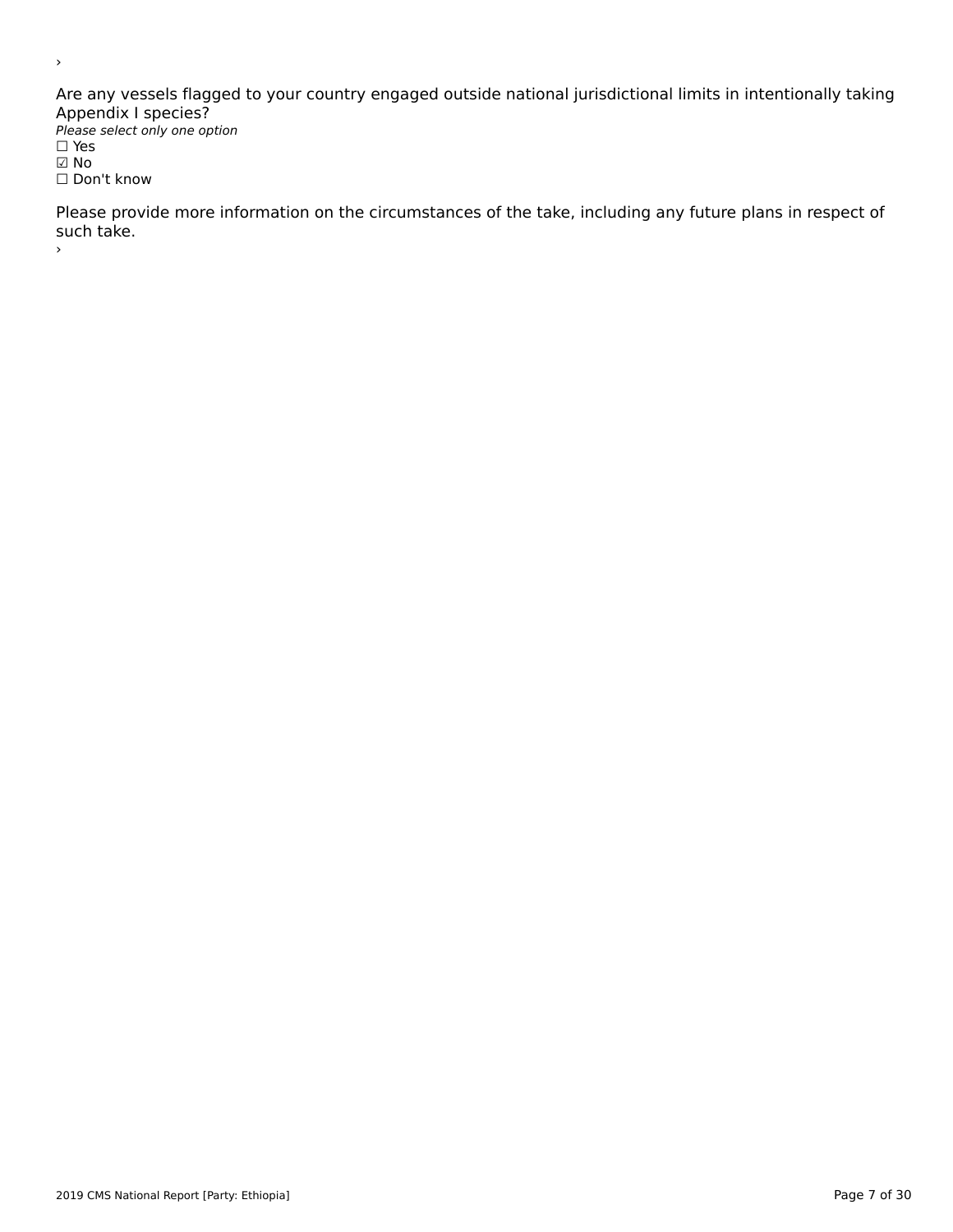›

Are any vessels flagged to your country engaged outside national jurisdictional limits in intentionally taking Appendix I species?

*Please select only one option*

☐ Yes
☑ No
☐ Don't know

Please provide more information on the circumstances of the take, including any future plans in respect of such take.

›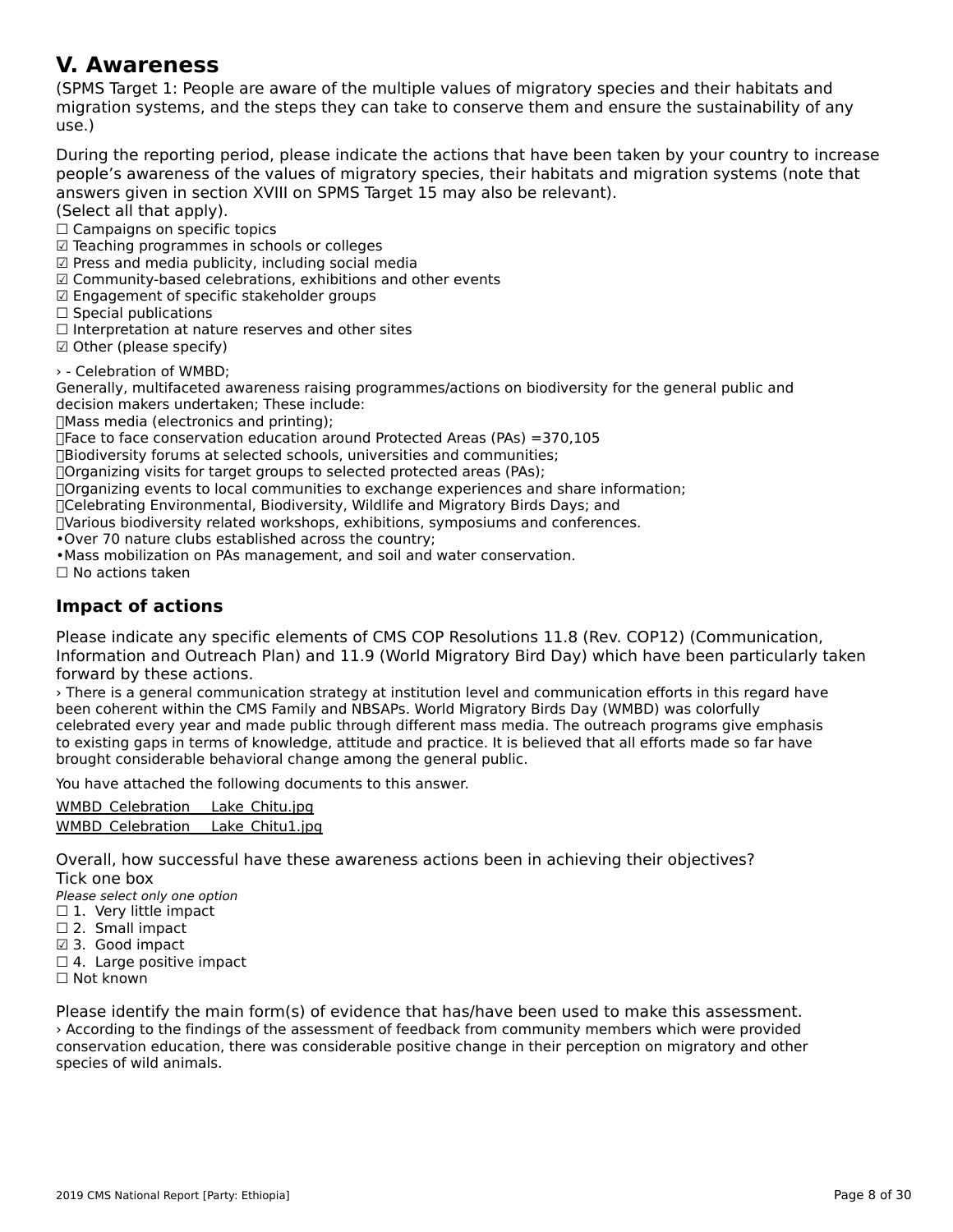# V. Awareness

(SPMS Target 1: People are aware of the multiple values of migratory species and their habitats and migration systems, and the steps they can take to conserve them and ensure the sustainability of any use.)

During the reporting period, please indicate the actions that have been taken by your country to increase people's awareness of the values of migratory species, their habitats and migration systems (note that answers given in section XVIII on SPMS Target 15 may also be relevant).
(Select all that apply).

☐ Campaigns on specific topics
☑ Teaching programmes in schools or colleges
☑ Press and media publicity, including social media
☑ Community-based celebrations, exhibitions and other events
☑ Engagement of specific stakeholder groups
☐ Special publications
☐ Interpretation at nature reserves and other sites
☑ Other (please specify)

› - Celebration of WMBD;
Generally, multifaceted awareness raising programmes/actions on biodiversity for the general public and decision makers undertaken; These include:
Mass media (electronics and printing);
Face to face conservation education around Protected Areas (PAs) =370,105
Biodiversity forums at selected schools, universities and communities;
Organizing visits for target groups to selected protected areas (PAs);
Organizing events to local communities to exchange experiences and share information;
Celebrating Environmental, Biodiversity, Wildlife and Migratory Birds Days; and
Various biodiversity related workshops, exhibitions, symposiums and conferences.
•Over 70 nature clubs established across the country;
•Mass mobilization on PAs management, and soil and water conservation.

☐ No actions taken

## Impact of actions

Please indicate any specific elements of CMS COP Resolutions 11.8 (Rev. COP12) (Communication, Information and Outreach Plan) and 11.9 (World Migratory Bird Day) which have been particularly taken forward by these actions.

› There is a general communication strategy at institution level and communication efforts in this regard have been coherent within the CMS Family and NBSAPs. World Migratory Birds Day (WMBD) was colorfully celebrated every year and made public through different mass media. The outreach programs give emphasis to existing gaps in terms of knowledge, attitude and practice. It is believed that all efforts made so far have brought considerable behavioral change among the general public.

You have attached the following documents to this answer.

WMBD_Celebration__Lake_Chitu.jpg
WMBD_Celebration__Lake_Chitu1.jpg

Overall, how successful have these awareness actions been in achieving their objectives?
Tick one box
*Please select only one option*

☐ 1. Very little impact
☐ 2. Small impact
☑ 3. Good impact
☐ 4. Large positive impact
☐ Not known

Please identify the main form(s) of evidence that has/have been used to make this assessment.

› According to the findings of the assessment of feedback from community members which were provided conservation education, there was considerable positive change in their perception on migratory and other species of wild animals.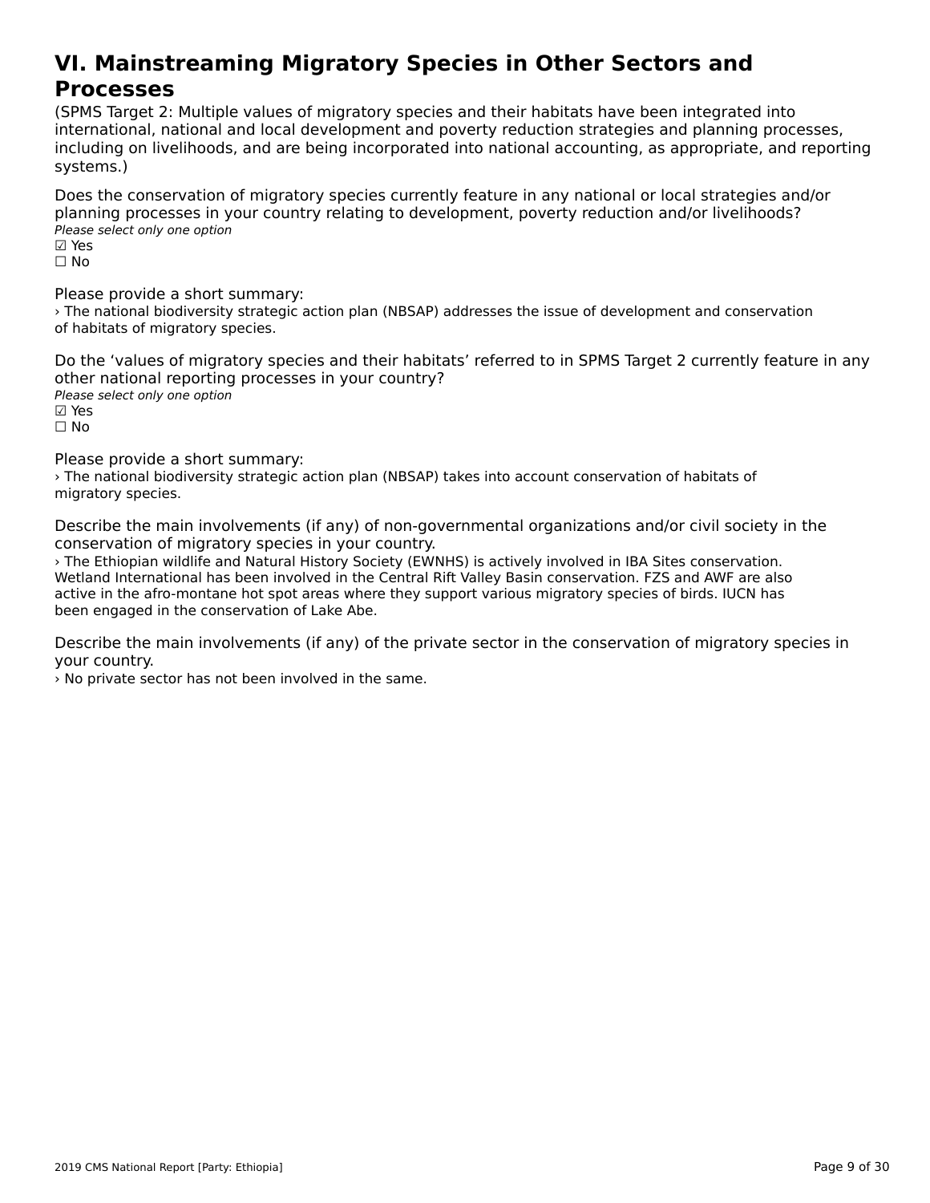# VI. Mainstreaming Migratory Species in Other Sectors and Processes

(SPMS Target 2: Multiple values of migratory species and their habitats have been integrated into international, national and local development and poverty reduction strategies and planning processes, including on livelihoods, and are being incorporated into national accounting, as appropriate, and reporting systems.)

Does the conservation of migratory species currently feature in any national or local strategies and/or planning processes in your country relating to development, poverty reduction and/or livelihoods?

*Please select only one option*

☑ Yes
☐ No

Please provide a short summary:

› The national biodiversity strategic action plan (NBSAP) addresses the issue of development and conservation of habitats of migratory species.

Do the 'values of migratory species and their habitats' referred to in SPMS Target 2 currently feature in any other national reporting processes in your country?

*Please select only one option*

☑ Yes
☐ No

Please provide a short summary:

› The national biodiversity strategic action plan (NBSAP) takes into account conservation of habitats of migratory species.

Describe the main involvements (if any) of non-governmental organizations and/or civil society in the conservation of migratory species in your country.

› The Ethiopian wildlife and Natural History Society (EWNHS) is actively involved in IBA Sites conservation. Wetland International has been involved in the Central Rift Valley Basin conservation. FZS and AWF are also active in the afro-montane hot spot areas where they support various migratory species of birds. IUCN has been engaged in the conservation of Lake Abe.

Describe the main involvements (if any) of the private sector in the conservation of migratory species in your country.

› No private sector has not been involved in the same.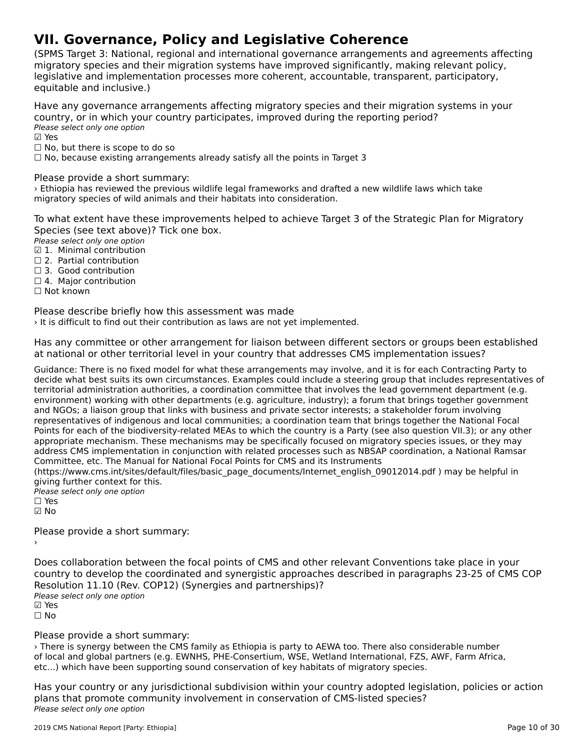# VII. Governance, Policy and Legislative Coherence

(SPMS Target 3: National, regional and international governance arrangements and agreements affecting migratory species and their migration systems have improved significantly, making relevant policy, legislative and implementation processes more coherent, accountable, transparent, participatory, equitable and inclusive.)

Have any governance arrangements affecting migratory species and their migration systems in your country, or in which your country participates, improved during the reporting period?

*Please select only one option*

☑ Yes
☐ No, but there is scope to do so
☐ No, because existing arrangements already satisfy all the points in Target 3

Please provide a short summary:

› Ethiopia has reviewed the previous wildlife legal frameworks and drafted a new wildlife laws which take migratory species of wild animals and their habitats into consideration.

To what extent have these improvements helped to achieve Target 3 of the Strategic Plan for Migratory Species (see text above)? Tick one box.

*Please select only one option*

☑ 1. Minimal contribution
☐ 2. Partial contribution
☐ 3. Good contribution
☐ 4. Major contribution
☐ Not known

Please describe briefly how this assessment was made

› It is difficult to find out their contribution as laws are not yet implemented.

Has any committee or other arrangement for liaison between different sectors or groups been established at national or other territorial level in your country that addresses CMS implementation issues?

Guidance: There is no fixed model for what these arrangements may involve, and it is for each Contracting Party to decide what best suits its own circumstances. Examples could include a steering group that includes representatives of territorial administration authorities, a coordination committee that involves the lead government department (e.g. environment) working with other departments (e.g. agriculture, industry); a forum that brings together government and NGOs; a liaison group that links with business and private sector interests; a stakeholder forum involving representatives of indigenous and local communities; a coordination team that brings together the National Focal Points for each of the biodiversity-related MEAs to which the country is a Party (see also question VII.3); or any other appropriate mechanism. These mechanisms may be specifically focused on migratory species issues, or they may address CMS implementation in conjunction with related processes such as NBSAP coordination, a National Ramsar Committee, etc. The Manual for National Focal Points for CMS and its Instruments (https://www.cms.int/sites/default/files/basic_page_documents/Internet_english_09012014.pdf ) may be helpful in giving further context for this.

*Please select only one option*

☐ Yes
☑ No

Please provide a short summary:

›

Does collaboration between the focal points of CMS and other relevant Conventions take place in your country to develop the coordinated and synergistic approaches described in paragraphs 23-25 of CMS COP Resolution 11.10 (Rev. COP12) (Synergies and partnerships)?

*Please select only one option*

☑ Yes
☐ No

Please provide a short summary:

› There is synergy between the CMS family as Ethiopia is party to AEWA too. There also considerable number of local and global partners (e.g. EWNHS, PHE-Consertium, WSE, Wetland International, FZS, AWF, Farm Africa, etc...) which have been supporting sound conservation of key habitats of migratory species.

Has your country or any jurisdictional subdivision within your country adopted legislation, policies or action plans that promote community involvement in conservation of CMS-listed species?

*Please select only one option*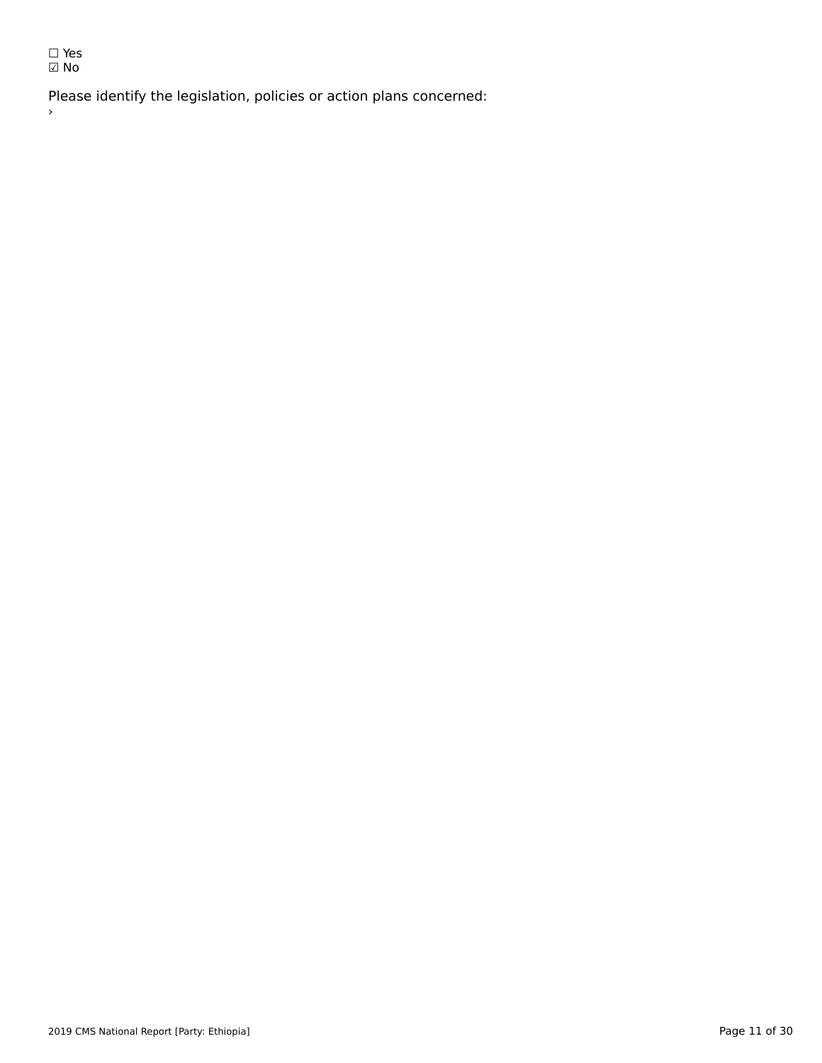☐ Yes
☑ No

Please identify the legislation, policies or action plans concerned:
›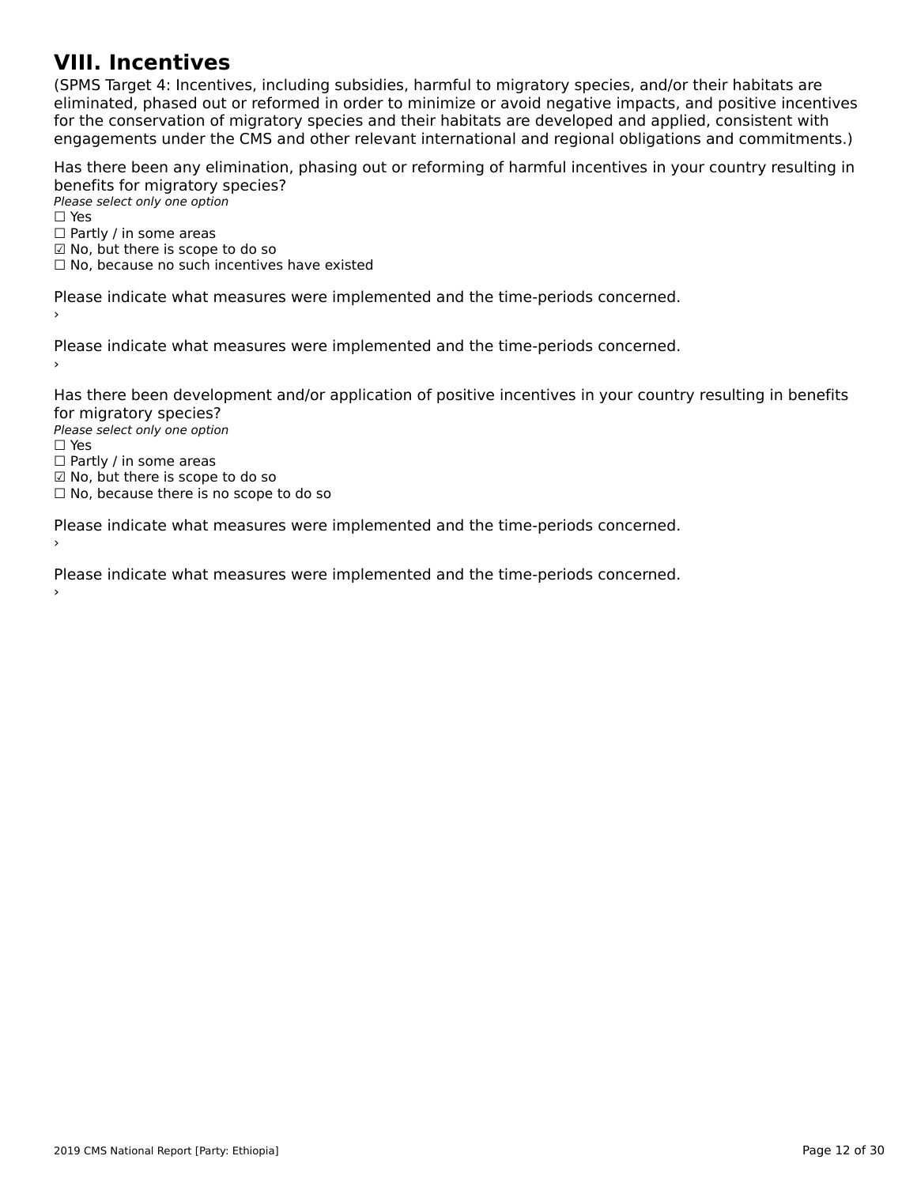# VIII. Incentives

(SPMS Target 4: Incentives, including subsidies, harmful to migratory species, and/or their habitats are eliminated, phased out or reformed in order to minimize or avoid negative impacts, and positive incentives for the conservation of migratory species and their habitats are developed and applied, consistent with engagements under the CMS and other relevant international and regional obligations and commitments.)

Has there been any elimination, phasing out or reforming of harmful incentives in your country resulting in benefits for migratory species?

*Please select only one option*

☐ Yes
☐ Partly / in some areas
☑ No, but there is scope to do so
☐ No, because no such incentives have existed

Please indicate what measures were implemented and the time-periods concerned.

›

Please indicate what measures were implemented and the time-periods concerned.

›

Has there been development and/or application of positive incentives in your country resulting in benefits for migratory species?

*Please select only one option*

☐ Yes
☐ Partly / in some areas
☑ No, but there is scope to do so
☐ No, because there is no scope to do so

Please indicate what measures were implemented and the time-periods concerned.

›

Please indicate what measures were implemented and the time-periods concerned.

›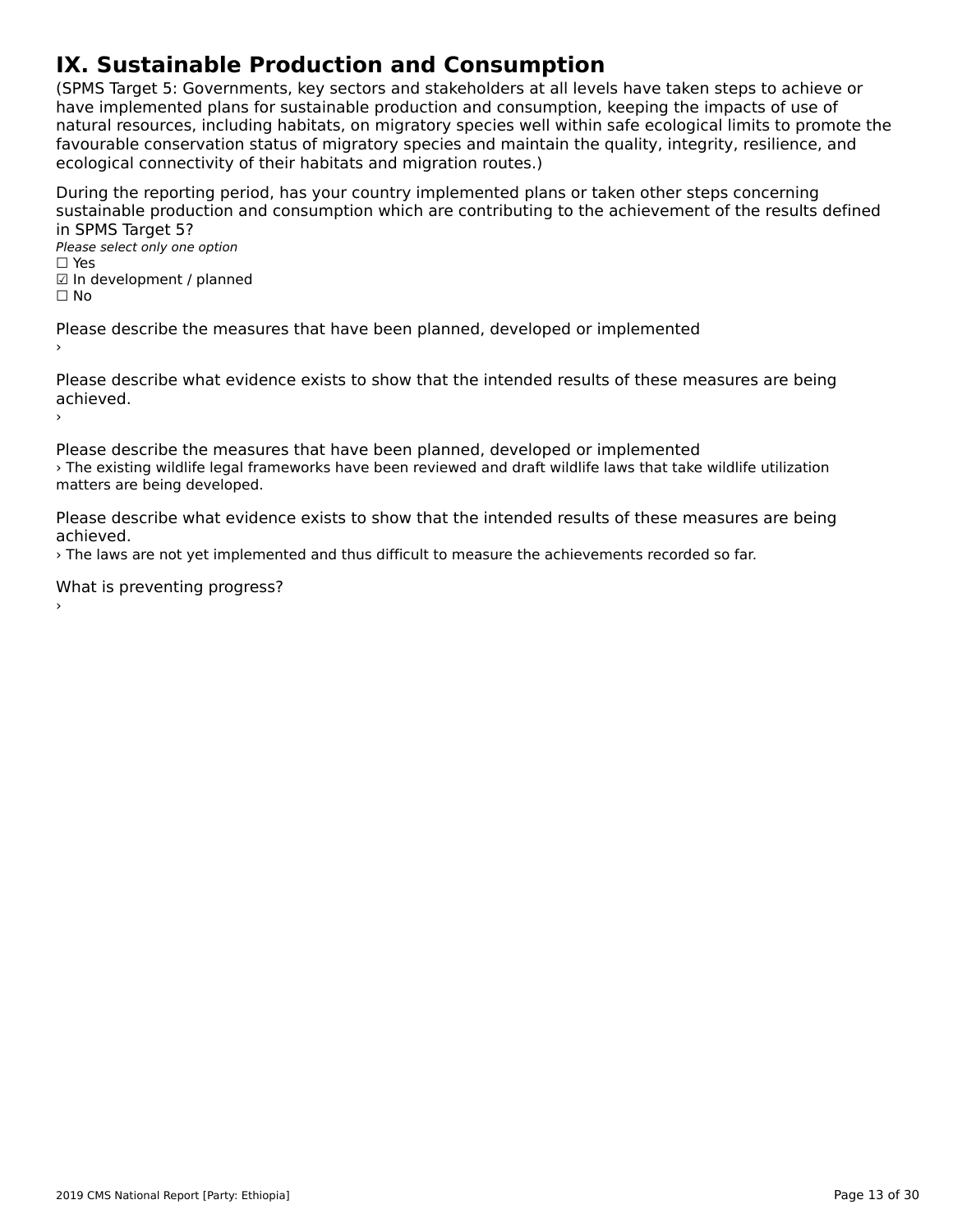# IX. Sustainable Production and Consumption

(SPMS Target 5: Governments, key sectors and stakeholders at all levels have taken steps to achieve or have implemented plans for sustainable production and consumption, keeping the impacts of use of natural resources, including habitats, on migratory species well within safe ecological limits to promote the favourable conservation status of migratory species and maintain the quality, integrity, resilience, and ecological connectivity of their habitats and migration routes.)

During the reporting period, has your country implemented plans or taken other steps concerning sustainable production and consumption which are contributing to the achievement of the results defined in SPMS Target 5?

*Please select only one option*

☐ Yes
☑ In development / planned
☐ No

Please describe the measures that have been planned, developed or implemented

›

Please describe what evidence exists to show that the intended results of these measures are being achieved.

›

Please describe the measures that have been planned, developed or implemented

› The existing wildlife legal frameworks have been reviewed and draft wildlife laws that take wildlife utilization matters are being developed.

Please describe what evidence exists to show that the intended results of these measures are being achieved.

› The laws are not yet implemented and thus difficult to measure the achievements recorded so far.

What is preventing progress?

›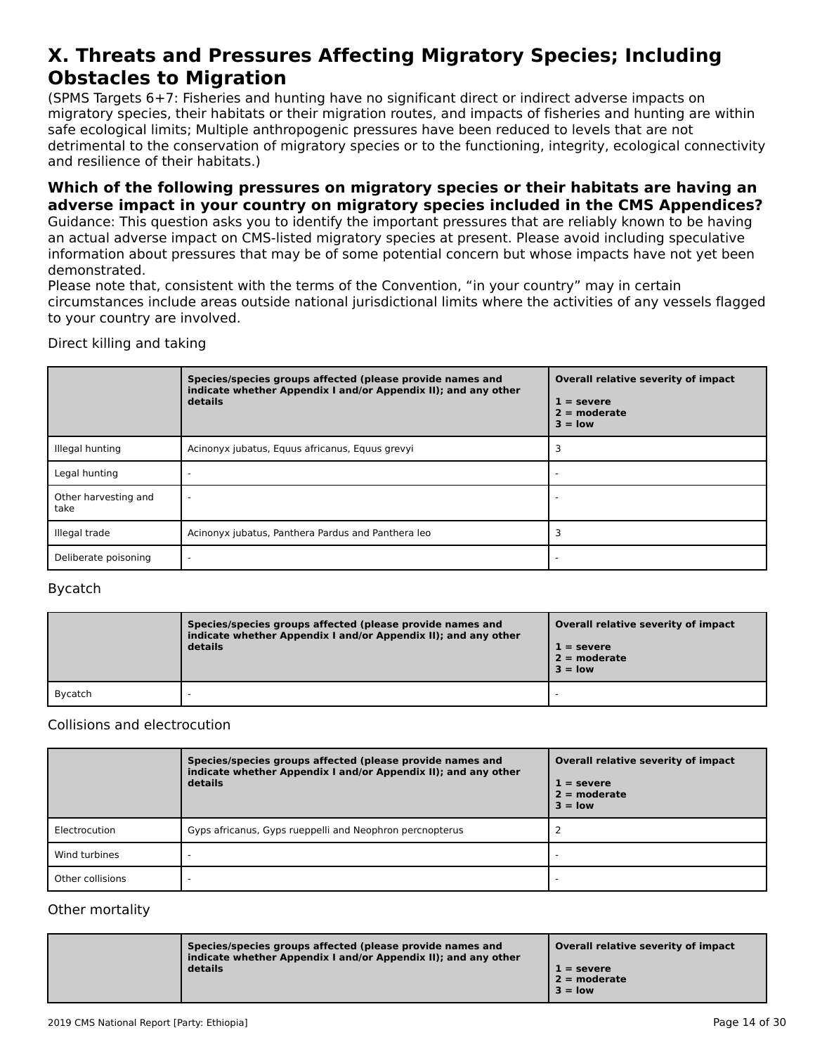# X. Threats and Pressures Affecting Migratory Species; Including Obstacles to Migration

(SPMS Targets 6+7: Fisheries and hunting have no significant direct or indirect adverse impacts on migratory species, their habitats or their migration routes, and impacts of fisheries and hunting are within safe ecological limits; Multiple anthropogenic pressures have been reduced to levels that are not detrimental to the conservation of migratory species or to the functioning, integrity, ecological connectivity and resilience of their habitats.)

## Which of the following pressures on migratory species or their habitats are having an adverse impact in your country on migratory species included in the CMS Appendices?

Guidance: This question asks you to identify the important pressures that are reliably known to be having an actual adverse impact on CMS-listed migratory species at present. Please avoid including speculative information about pressures that may be of some potential concern but whose impacts have not yet been demonstrated.

Please note that, consistent with the terms of the Convention, “in your country” may in certain circumstances include areas outside national jurisdictional limits where the activities of any vessels flagged to your country are involved.

Direct killing and taking

| | **Species/species groups affected (please provide names and indicate whether Appendix I and/or Appendix II); and any other details** | **Overall relative severity of impact**<br>**1 = severe**<br>**2 = moderate**<br>**3 = low** |
|---|---|---|
| Illegal hunting | Acinonyx jubatus, Equus africanus, Equus grevyi | 3 |
| Legal hunting | - | - |
| Other harvesting and take | - | - |
| Illegal trade | Acinonyx jubatus, Panthera Pardus and Panthera leo | 3 |
| Deliberate poisoning | - | - |

Bycatch

| | **Species/species groups affected (please provide names and indicate whether Appendix I and/or Appendix II); and any other details** | **Overall relative severity of impact**<br>**1 = severe**<br>**2 = moderate**<br>**3 = low** |
|---|---|---|
| Bycatch | - | - |

Collisions and electrocution

| | **Species/species groups affected (please provide names and indicate whether Appendix I and/or Appendix II); and any other details** | **Overall relative severity of impact**<br>**1 = severe**<br>**2 = moderate**<br>**3 = low** |
|---|---|---|
| Electrocution | Gyps africanus, Gyps rueppelli and Neophron percnopterus | 2 |
| Wind turbines | - | - |
| Other collisions | - | - |

Other mortality

| | **Species/species groups affected (please provide names and indicate whether Appendix I and/or Appendix II); and any other details** | **Overall relative severity of impact**<br>**1 = severe**<br>**2 = moderate**<br>**3 = low** |
|---|---|---|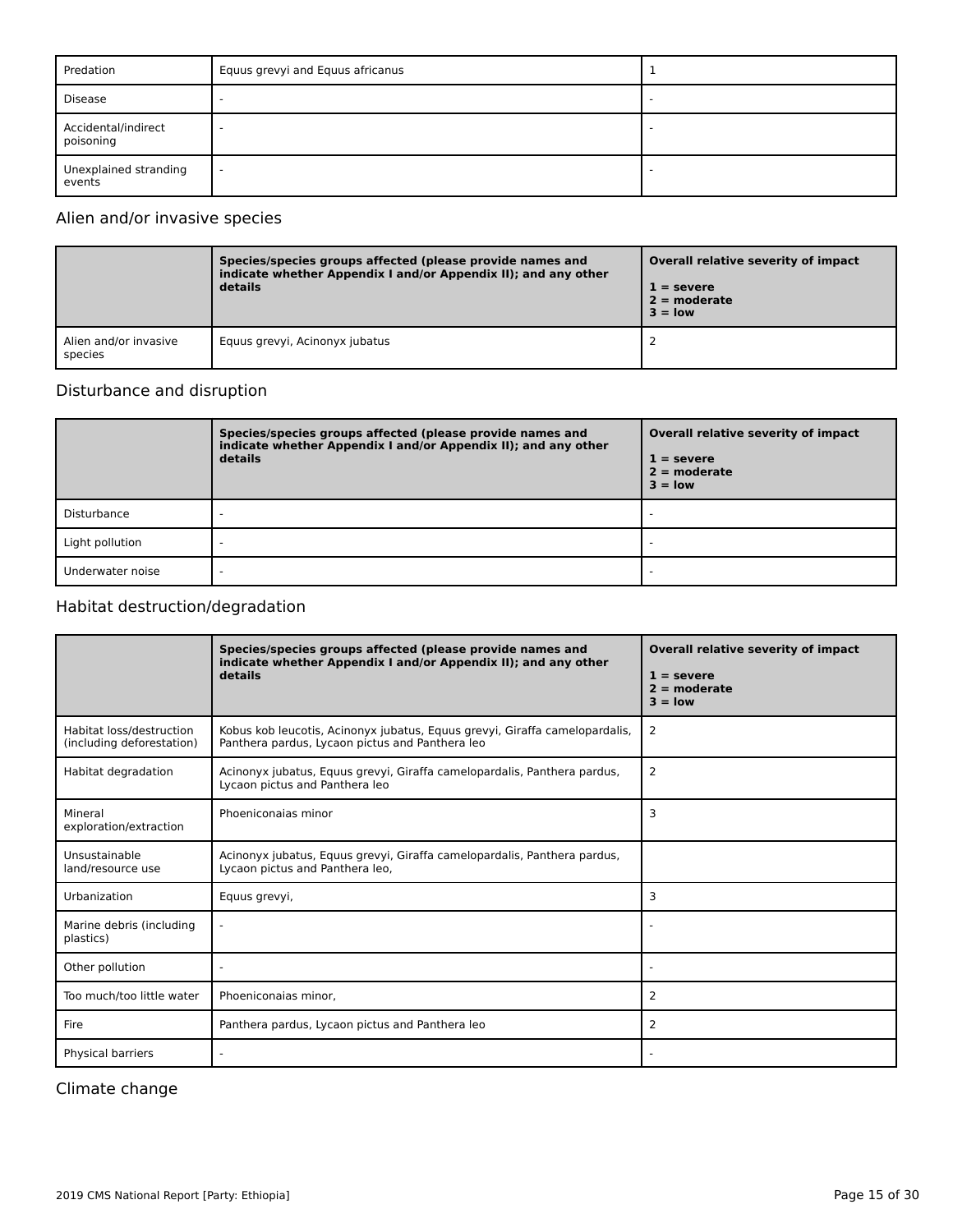| | | |
|---|---|---|
| Predation | Equus grevyi and Equus africanus | 1 |
| Disease | - | - |
| Accidental/indirect poisoning | - | - |
| Unexplained stranding events | - | - |

## Alien and/or invasive species

| | Species/species groups affected (please provide names and indicate whether Appendix I and/or Appendix II); and any other details | Overall relative severity of impact<br>1 = severe<br>2 = moderate<br>3 = low |
|---|---|---|
| Alien and/or invasive species | Equus grevyi, Acinonyx jubatus | 2 |

## Disturbance and disruption

| | Species/species groups affected (please provide names and indicate whether Appendix I and/or Appendix II); and any other details | Overall relative severity of impact<br>1 = severe<br>2 = moderate<br>3 = low |
|---|---|---|
| Disturbance | - | - |
| Light pollution | - | - |
| Underwater noise | - | - |

## Habitat destruction/degradation

| | Species/species groups affected (please provide names and indicate whether Appendix I and/or Appendix II); and any other details | Overall relative severity of impact<br>1 = severe<br>2 = moderate<br>3 = low |
|---|---|---|
| Habitat loss/destruction (including deforestation) | Kobus kob leucotis, Acinonyx jubatus, Equus grevyi, Giraffa camelopardalis, Panthera pardus, Lycaon pictus and Panthera leo | 2 |
| Habitat degradation | Acinonyx jubatus, Equus grevyi, Giraffa camelopardalis, Panthera pardus, Lycaon pictus and Panthera leo | 2 |
| Mineral exploration/extraction | Phoeniconaias minor | 3 |
| Unsustainable land/resource use | Acinonyx jubatus, Equus grevyi, Giraffa camelopardalis, Panthera pardus, Lycaon pictus and Panthera leo, | |
| Urbanization | Equus grevyi, | 3 |
| Marine debris (including plastics) | - | - |
| Other pollution | - | - |
| Too much/too little water | Phoeniconaias minor, | 2 |
| Fire | Panthera pardus, Lycaon pictus and Panthera leo | 2 |
| Physical barriers | - | - |

## Climate change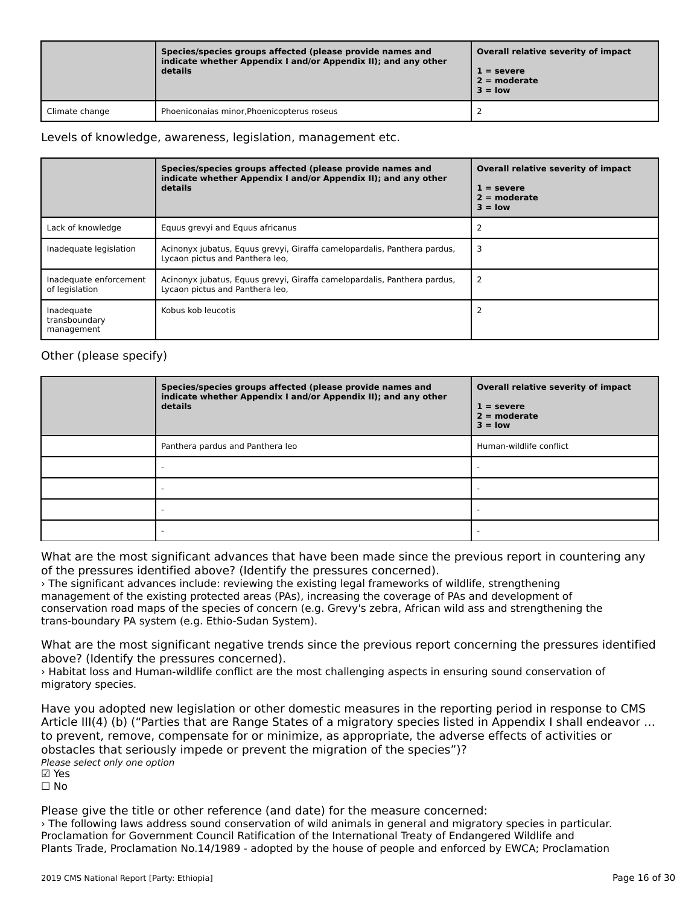| | Species/species groups affected (please provide names and indicate whether Appendix I and/or Appendix II); and any other details | Overall relative severity of impact<br><br>1 = severe<br>2 = moderate<br>3 = low |
|---|---|---|
| Climate change | Phoeniconaias minor,Phoenicopterus roseus | 2 |

Levels of knowledge, awareness, legislation, management etc.

| | Species/species groups affected (please provide names and indicate whether Appendix I and/or Appendix II); and any other details | Overall relative severity of impact<br><br>1 = severe<br>2 = moderate<br>3 = low |
|---|---|---|
| Lack of knowledge | Equus grevyi and Equus africanus | 2 |
| Inadequate legislation | Acinonyx jubatus, Equus grevyi, Giraffa camelopardalis, Panthera pardus, Lycaon pictus and Panthera leo, | 3 |
| Inadequate enforcement of legislation | Acinonyx jubatus, Equus grevyi, Giraffa camelopardalis, Panthera pardus, Lycaon pictus and Panthera leo, | 2 |
| Inadequate transboundary management | Kobus kob leucotis | 2 |

Other (please specify)

| | Species/species groups affected (please provide names and indicate whether Appendix I and/or Appendix II); and any other details | Overall relative severity of impact<br><br>1 = severe<br>2 = moderate<br>3 = low |
|---|---|---|
| | Panthera pardus and Panthera leo | Human-wildlife conflict |
| | - | - |
| | - | - |
| | - | - |
| | - | - |

What are the most significant advances that have been made since the previous report in countering any of the pressures identified above? (Identify the pressures concerned).

› The significant advances include: reviewing the existing legal frameworks of wildlife, strengthening management of the existing protected areas (PAs), increasing the coverage of PAs and development of conservation road maps of the species of concern (e.g. Grevy's zebra, African wild ass and strengthening the trans-boundary PA system (e.g. Ethio-Sudan System).

What are the most significant negative trends since the previous report concerning the pressures identified above? (Identify the pressures concerned).

› Habitat loss and Human-wildlife conflict are the most challenging aspects in ensuring sound conservation of migratory species.

Have you adopted new legislation or other domestic measures in the reporting period in response to CMS Article III(4) (b) (“Parties that are Range States of a migratory species listed in Appendix I shall endeavor … to prevent, remove, compensate for or minimize, as appropriate, the adverse effects of activities or obstacles that seriously impede or prevent the migration of the species”)?

*Please select only one option*

☑ Yes
☐ No

Please give the title or other reference (and date) for the measure concerned:

› The following laws address sound conservation of wild animals in general and migratory species in particular. Proclamation for Government Council Ratification of the International Treaty of Endangered Wildlife and Plants Trade, Proclamation No.14/1989 - adopted by the house of people and enforced by EWCA; Proclamation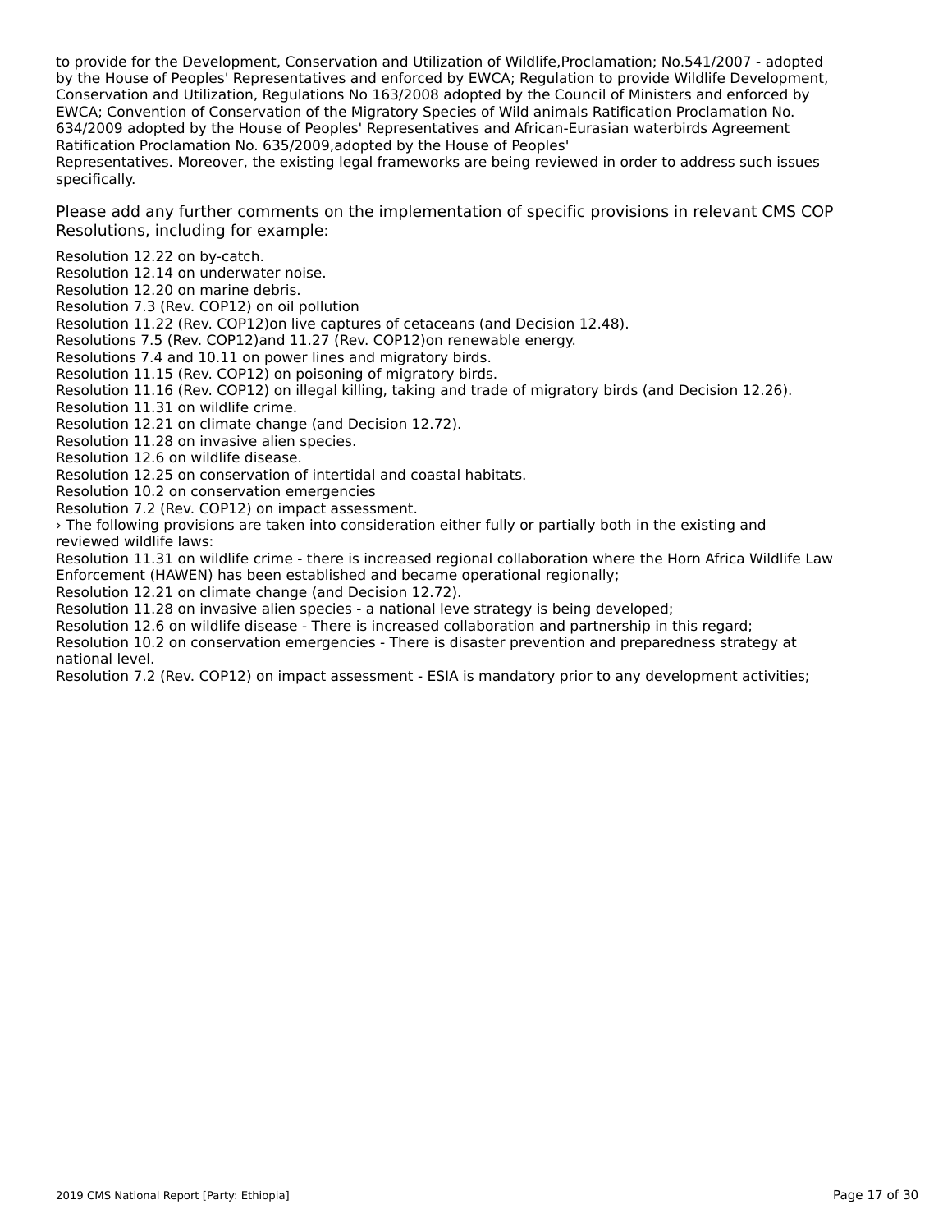to provide for the Development, Conservation and Utilization of Wildlife,Proclamation; No.541/2007 - adopted by the House of Peoples' Representatives and enforced by EWCA; Regulation to provide Wildlife Development, Conservation and Utilization, Regulations No 163/2008 adopted by the Council of Ministers and enforced by EWCA; Convention of Conservation of the Migratory Species of Wild animals Ratification Proclamation No. 634/2009 adopted by the House of Peoples' Representatives and African-Eurasian waterbirds Agreement Ratification Proclamation No. 635/2009,adopted by the House of Peoples'
Representatives. Moreover, the existing legal frameworks are being reviewed in order to address such issues specifically.

### Please add any further comments on the implementation of specific provisions in relevant CMS COP Resolutions, including for example:

Resolution 12.22 on by-catch.
Resolution 12.14 on underwater noise.
Resolution 12.20 on marine debris.
Resolution 7.3 (Rev. COP12) on oil pollution
Resolution 11.22 (Rev. COP12)on live captures of cetaceans (and Decision 12.48).
Resolutions 7.5 (Rev. COP12)and 11.27 (Rev. COP12)on renewable energy.
Resolutions 7.4 and 10.11 on power lines and migratory birds.
Resolution 11.15 (Rev. COP12) on poisoning of migratory birds.
Resolution 11.16 (Rev. COP12) on illegal killing, taking and trade of migratory birds (and Decision 12.26).
Resolution 11.31 on wildlife crime.
Resolution 12.21 on climate change (and Decision 12.72).
Resolution 11.28 on invasive alien species.
Resolution 12.6 on wildlife disease.
Resolution 12.25 on conservation of intertidal and coastal habitats.
Resolution 10.2 on conservation emergencies
Resolution 7.2 (Rev. COP12) on impact assessment.
› The following provisions are taken into consideration either fully or partially both in the existing and reviewed wildlife laws:
Resolution 11.31 on wildlife crime - there is increased regional collaboration where the Horn Africa Wildlife Law Enforcement (HAWEN) has been established and became operational regionally;
Resolution 12.21 on climate change (and Decision 12.72).
Resolution 11.28 on invasive alien species - a national leve strategy is being developed;
Resolution 12.6 on wildlife disease - There is increased collaboration and partnership in this regard;
Resolution 10.2 on conservation emergencies - There is disaster prevention and preparedness strategy at national level.
Resolution 7.2 (Rev. COP12) on impact assessment - ESIA is mandatory prior to any development activities;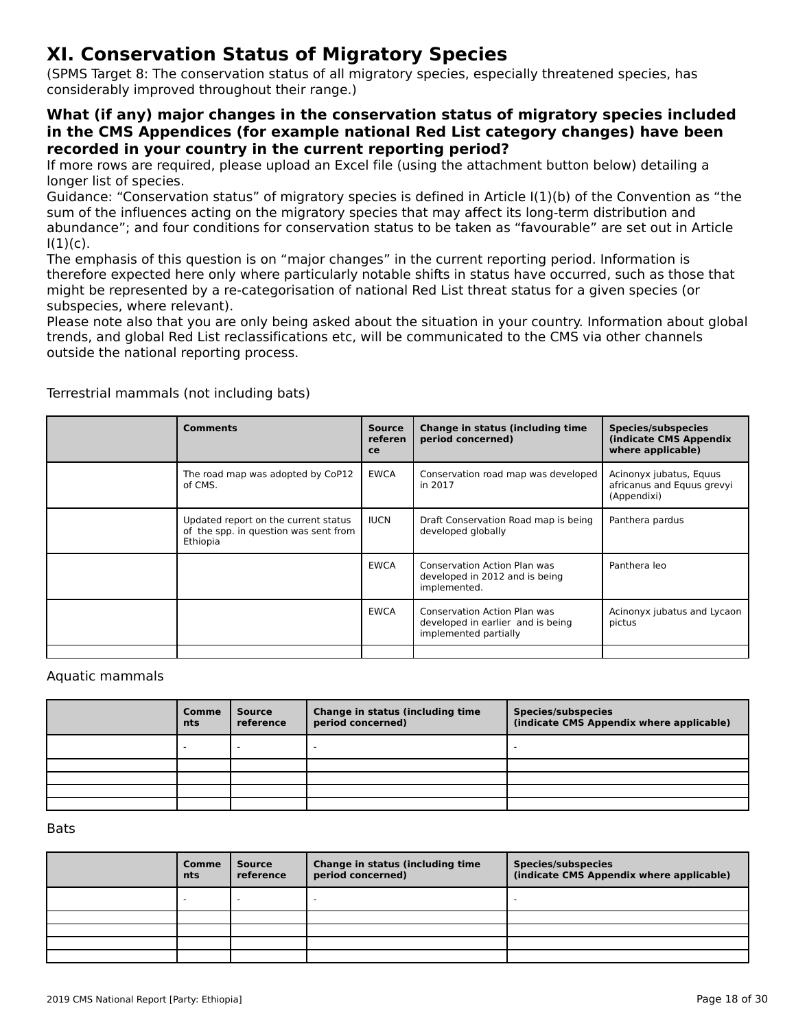# XI. Conservation Status of Migratory Species

(SPMS Target 8: The conservation status of all migratory species, especially threatened species, has considerably improved throughout their range.)

### What (if any) major changes in the conservation status of migratory species included in the CMS Appendices (for example national Red List category changes) have been recorded in your country in the current reporting period?

If more rows are required, please upload an Excel file (using the attachment button below) detailing a longer list of species.

Guidance: "Conservation status" of migratory species is defined in Article I(1)(b) of the Convention as "the sum of the influences acting on the migratory species that may affect its long-term distribution and abundance"; and four conditions for conservation status to be taken as "favourable" are set out in Article I(1)(c).

The emphasis of this question is on "major changes" in the current reporting period. Information is therefore expected here only where particularly notable shifts in status have occurred, such as those that might be represented by a re-categorisation of national Red List threat status for a given species (or subspecies, where relevant).

Please note also that you are only being asked about the situation in your country. Information about global trends, and global Red List reclassifications etc, will be communicated to the CMS via other channels outside the national reporting process.

Terrestrial mammals (not including bats)

| | Comments | Source reference | Change in status (including time period concerned) | Species/subspecies (indicate CMS Appendix where applicable) |
|---|---|---|---|---|
| | The road map was adopted by CoP12 of CMS. | EWCA | Conservation road map was developed in 2017 | Acinonyx jubatus, Equus africanus and Equus grevyi (Appendixi) |
| | Updated report on the current status of the spp. in question was sent from Ethiopia | IUCN | Draft Conservation Road map is being developed globally | Panthera pardus |
| | | EWCA | Conservation Action Plan was developed in 2012 and is being implemented. | Panthera leo |
| | | EWCA | Conservation Action Plan was developed in earlier and is being implemented partially | Acinonyx jubatus and Lycaon pictus |
| | | | | |

Aquatic mammals

| | Comments | Source reference | Change in status (including time period concerned) | Species/subspecies (indicate CMS Appendix where applicable) |
|---|---|---|---|---|
| | - | - | - | - |
| | | | | |
| | | | | |
| | | | | |
| | | | | |

Bats

| | Comments | Source reference | Change in status (including time period concerned) | Species/subspecies (indicate CMS Appendix where applicable) |
|---|---|---|---|---|
| | - | - | - | - |
| | | | | |
| | | | | |
| | | | | |
| | | | | |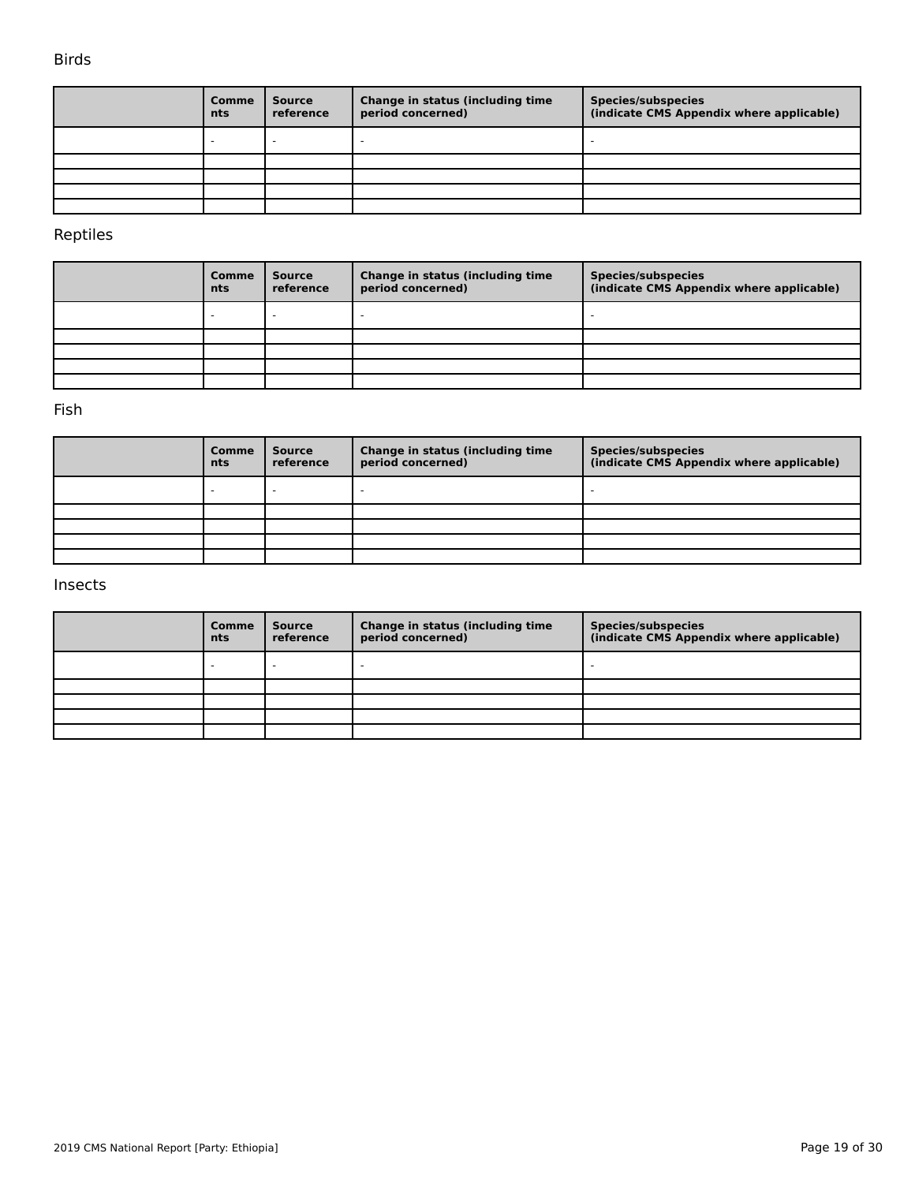Birds

| | Comments | Source reference | Change in status (including time period concerned) | Species/subspecies (indicate CMS Appendix where applicable) |
|---|---|---|---|---|
| | - | - | - | - |
| | | | | |
| | | | | |
| | | | | |
| | | | | |

Reptiles

| | Comments | Source reference | Change in status (including time period concerned) | Species/subspecies (indicate CMS Appendix where applicable) |
|---|---|---|---|---|
| | - | - | - | - |
| | | | | |
| | | | | |
| | | | | |
| | | | | |

Fish

| | Comments | Source reference | Change in status (including time period concerned) | Species/subspecies (indicate CMS Appendix where applicable) |
|---|---|---|---|---|
| | - | - | - | - |
| | | | | |
| | | | | |
| | | | | |
| | | | | |

Insects

| | Comments | Source reference | Change in status (including time period concerned) | Species/subspecies (indicate CMS Appendix where applicable) |
|---|---|---|---|---|
| | - | - | - | - |
| | | | | |
| | | | | |
| | | | | |
| | | | | |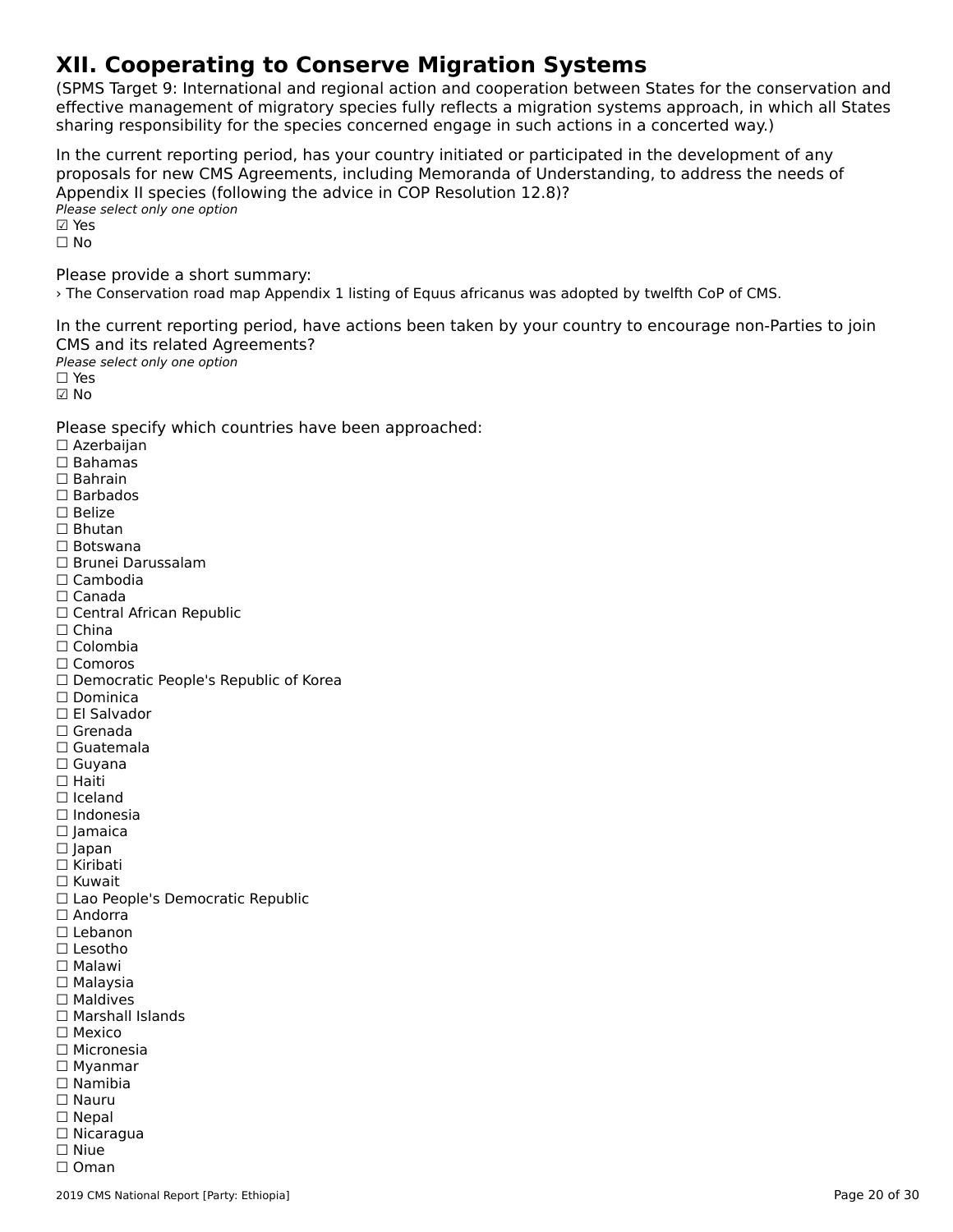# XII. Cooperating to Conserve Migration Systems

(SPMS Target 9: International and regional action and cooperation between States for the conservation and effective management of migratory species fully reflects a migration systems approach, in which all States sharing responsibility for the species concerned engage in such actions in a concerted way.)

In the current reporting period, has your country initiated or participated in the development of any proposals for new CMS Agreements, including Memoranda of Understanding, to address the needs of Appendix II species (following the advice in COP Resolution 12.8)?

*Please select only one option*

☑ Yes
☐ No

Please provide a short summary:

› The Conservation road map Appendix 1 listing of Equus africanus was adopted by twelfth CoP of CMS.

In the current reporting period, have actions been taken by your country to encourage non-Parties to join CMS and its related Agreements?

*Please select only one option*

☐ Yes
☑ No

Please specify which countries have been approached:

☐ Azerbaijan
☐ Bahamas
☐ Bahrain
☐ Barbados
☐ Belize
☐ Bhutan
☐ Botswana
☐ Brunei Darussalam
☐ Cambodia
☐ Canada
☐ Central African Republic
☐ China
☐ Colombia
☐ Comoros
☐ Democratic People's Republic of Korea
☐ Dominica
☐ El Salvador
☐ Grenada
☐ Guatemala
☐ Guyana
☐ Haiti
☐ Iceland
☐ Indonesia
☐ Jamaica
☐ Japan
☐ Kiribati
☐ Kuwait
☐ Lao People's Democratic Republic
☐ Andorra
☐ Lebanon
☐ Lesotho
☐ Malawi
☐ Malaysia
☐ Maldives
☐ Marshall Islands
☐ Mexico
☐ Micronesia
☐ Myanmar
☐ Namibia
☐ Nauru
☐ Nepal
☐ Nicaragua
☐ Niue
☐ Oman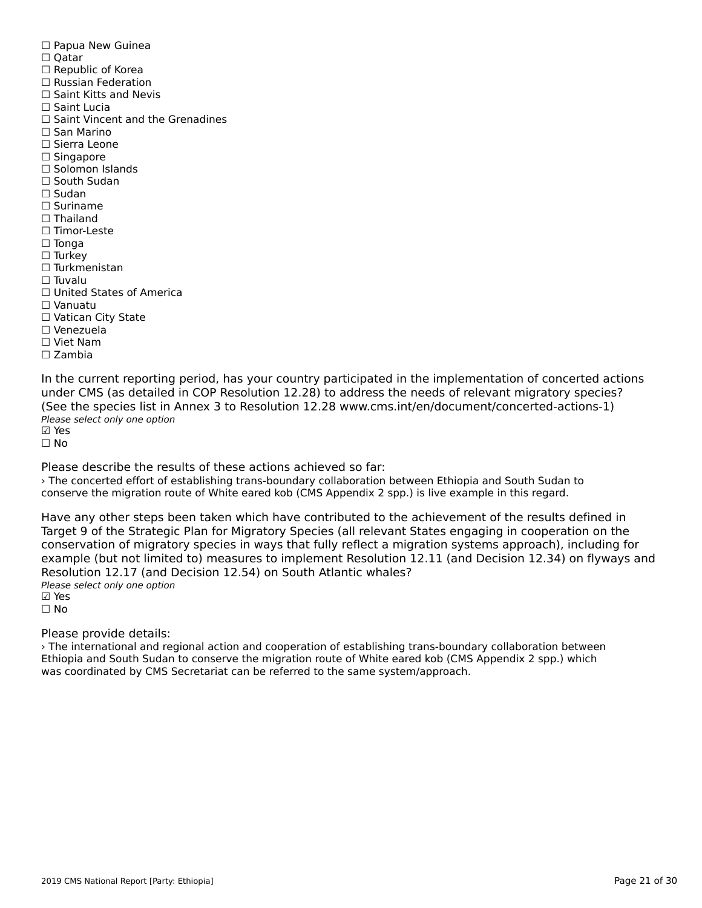☐ Papua New Guinea
☐ Qatar
☐ Republic of Korea
☐ Russian Federation
☐ Saint Kitts and Nevis
☐ Saint Lucia
☐ Saint Vincent and the Grenadines
☐ San Marino
☐ Sierra Leone
☐ Singapore
☐ Solomon Islands
☐ South Sudan
☐ Sudan
☐ Suriname
☐ Thailand
☐ Timor-Leste
☐ Tonga
☐ Turkey
☐ Turkmenistan
☐ Tuvalu
☐ United States of America
☐ Vanuatu
☐ Vatican City State
☐ Venezuela
☐ Viet Nam
☐ Zambia

In the current reporting period, has your country participated in the implementation of concerted actions under CMS (as detailed in COP Resolution 12.28) to address the needs of relevant migratory species? (See the species list in Annex 3 to Resolution 12.28 www.cms.int/en/document/concerted-actions-1)
*Please select only one option*
☑ Yes
☐ No

Please describe the results of these actions achieved so far:
› The concerted effort of establishing trans-boundary collaboration between Ethiopia and South Sudan to conserve the migration route of White eared kob (CMS Appendix 2 spp.) is live example in this regard.

Have any other steps been taken which have contributed to the achievement of the results defined in Target 9 of the Strategic Plan for Migratory Species (all relevant States engaging in cooperation on the conservation of migratory species in ways that fully reflect a migration systems approach), including for example (but not limited to) measures to implement Resolution 12.11 (and Decision 12.34) on flyways and Resolution 12.17 (and Decision 12.54) on South Atlantic whales?
*Please select only one option*
☑ Yes
☐ No

Please provide details:
› The international and regional action and cooperation of establishing trans-boundary collaboration between Ethiopia and South Sudan to conserve the migration route of White eared kob (CMS Appendix 2 spp.) which was coordinated by CMS Secretariat can be referred to the same system/approach.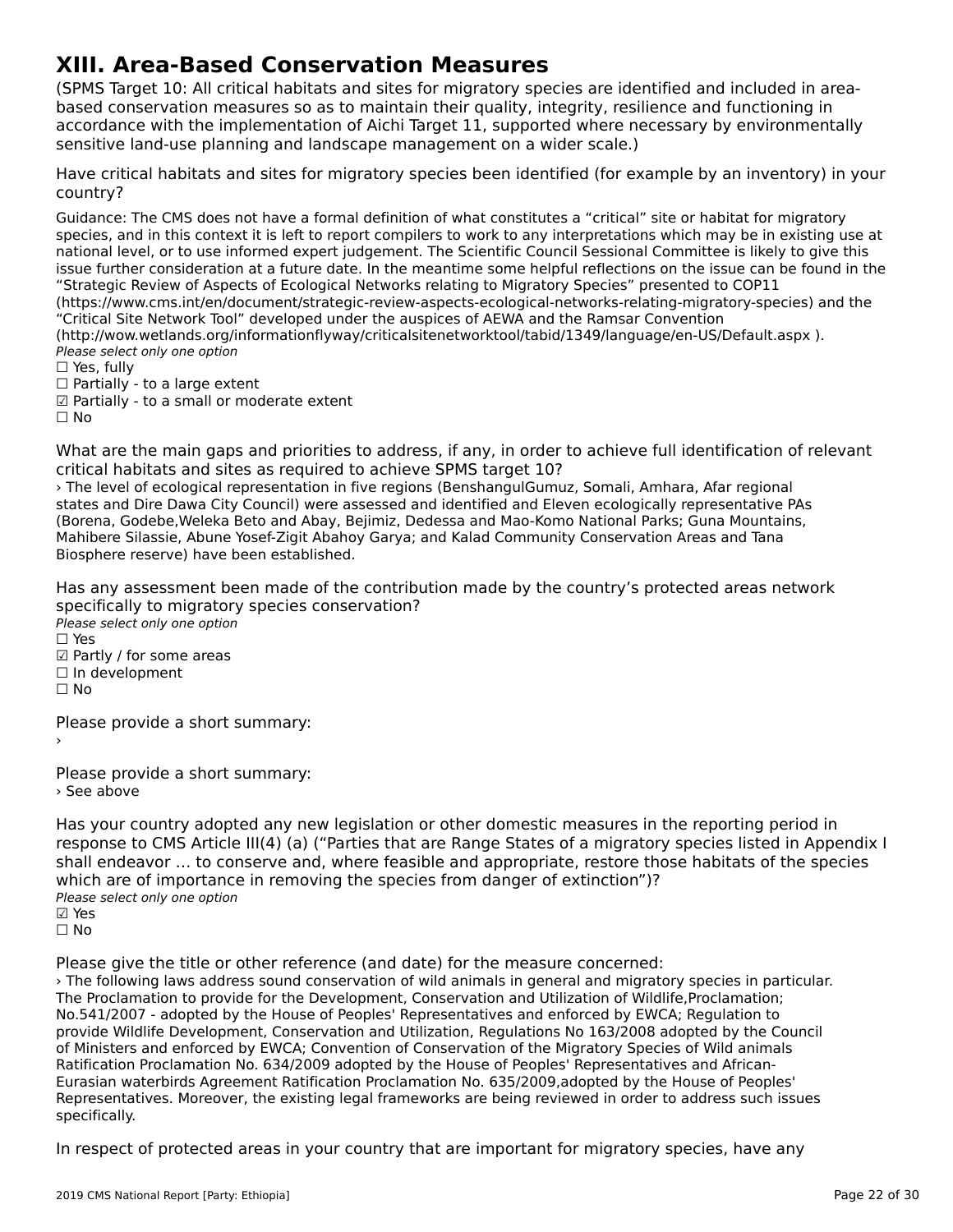# XIII. Area-Based Conservation Measures

(SPMS Target 10: All critical habitats and sites for migratory species are identified and included in area-based conservation measures so as to maintain their quality, integrity, resilience and functioning in accordance with the implementation of Aichi Target 11, supported where necessary by environmentally sensitive land-use planning and landscape management on a wider scale.)

Have critical habitats and sites for migratory species been identified (for example by an inventory) in your country?

Guidance: The CMS does not have a formal definition of what constitutes a “critical” site or habitat for migratory species, and in this context it is left to report compilers to work to any interpretations which may be in existing use at national level, or to use informed expert judgement. The Scientific Council Sessional Committee is likely to give this issue further consideration at a future date. In the meantime some helpful reflections on the issue can be found in the “Strategic Review of Aspects of Ecological Networks relating to Migratory Species” presented to COP11 (https://www.cms.int/en/document/strategic-review-aspects-ecological-networks-relating-migratory-species) and the “Critical Site Network Tool” developed under the auspices of AEWA and the Ramsar Convention (http://wow.wetlands.org/informationflyway/criticalsitenetworktool/tabid/1349/language/en-US/Default.aspx ).
*Please select only one option*
☐ Yes, fully
☐ Partially - to a large extent
☑ Partially - to a small or moderate extent
☐ No

What are the main gaps and priorities to address, if any, in order to achieve full identification of relevant critical habitats and sites as required to achieve SPMS target 10?
› The level of ecological representation in five regions (BenshangulGumuz, Somali, Amhara, Afar regional states and Dire Dawa City Council) were assessed and identified and Eleven ecologically representative PAs (Borena, Godebe,Weleka Beto and Abay, Bejimiz, Dedessa and Mao-Komo National Parks; Guna Mountains, Mahibere Silassie, Abune Yosef-Zigit Abahoy Garya; and Kalad Community Conservation Areas and Tana Biosphere reserve) have been established.

Has any assessment been made of the contribution made by the country’s protected areas network specifically to migratory species conservation?
*Please select only one option*
☐ Yes
☑ Partly / for some areas
☐ In development
☐ No

Please provide a short summary:
›

Please provide a short summary:
› See above

Has your country adopted any new legislation or other domestic measures in the reporting period in response to CMS Article III(4) (a) (“Parties that are Range States of a migratory species listed in Appendix I shall endeavor … to conserve and, where feasible and appropriate, restore those habitats of the species which are of importance in removing the species from danger of extinction”)?
*Please select only one option*
☑ Yes
☐ No

Please give the title or other reference (and date) for the measure concerned:
› The following laws address sound conservation of wild animals in general and migratory species in particular. The Proclamation to provide for the Development, Conservation and Utilization of Wildlife,Proclamation; No.541/2007 - adopted by the House of Peoples' Representatives and enforced by EWCA; Regulation to provide Wildlife Development, Conservation and Utilization, Regulations No 163/2008 adopted by the Council of Ministers and enforced by EWCA; Convention of Conservation of the Migratory Species of Wild animals Ratification Proclamation No. 634/2009 adopted by the House of Peoples' Representatives and African-Eurasian waterbirds Agreement Ratification Proclamation No. 635/2009,adopted by the House of Peoples' Representatives. Moreover, the existing legal frameworks are being reviewed in order to address such issues specifically.

In respect of protected areas in your country that are important for migratory species, have any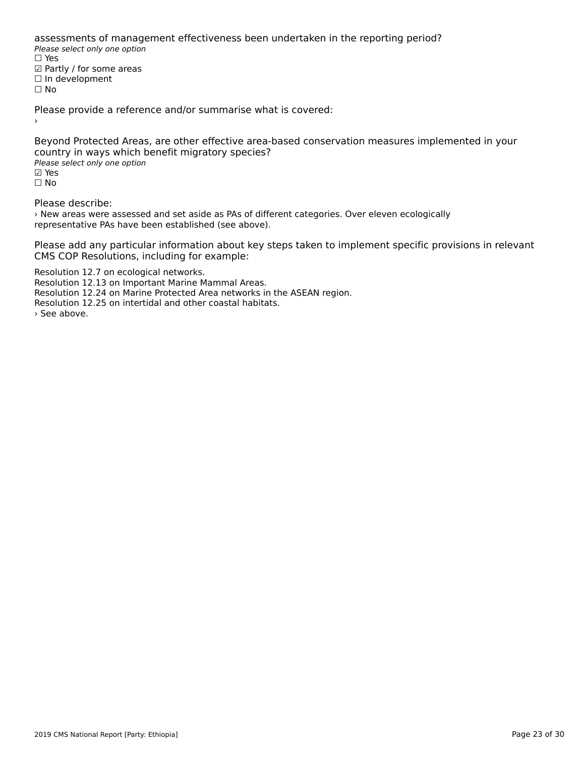assessments of management effectiveness been undertaken in the reporting period?

*Please select only one option*

☐ Yes
☑ Partly / for some areas
☐ In development
☐ No

Please provide a reference and/or summarise what is covered:

›

Beyond Protected Areas, are other effective area-based conservation measures implemented in your country in ways which benefit migratory species?

*Please select only one option*

☑ Yes
☐ No

Please describe:

› New areas were assessed and set aside as PAs of different categories. Over eleven ecologically representative PAs have been established (see above).

Please add any particular information about key steps taken to implement specific provisions in relevant CMS COP Resolutions, including for example:

Resolution 12.7 on ecological networks.
Resolution 12.13 on Important Marine Mammal Areas.
Resolution 12.24 on Marine Protected Area networks in the ASEAN region.
Resolution 12.25 on intertidal and other coastal habitats.
› See above.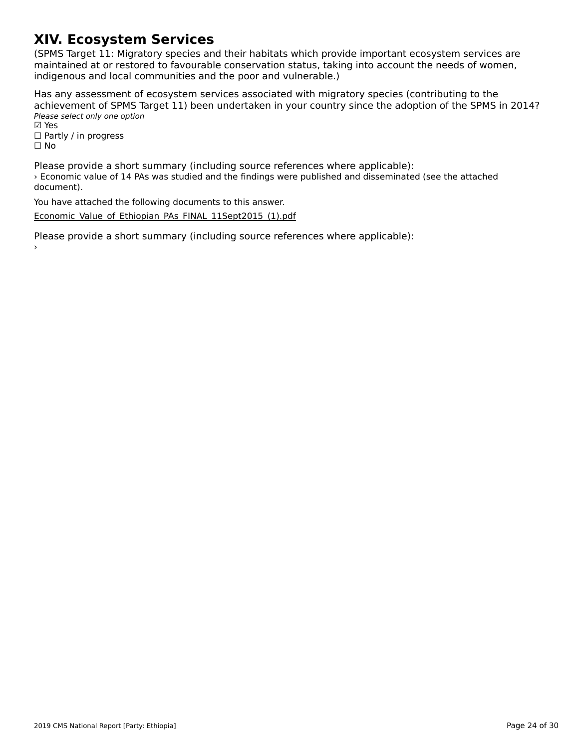# XIV. Ecosystem Services

(SPMS Target 11: Migratory species and their habitats which provide important ecosystem services are maintained at or restored to favourable conservation status, taking into account the needs of women, indigenous and local communities and the poor and vulnerable.)

Has any assessment of ecosystem services associated with migratory species (contributing to the achievement of SPMS Target 11) been undertaken in your country since the adoption of the SPMS in 2014?

*Please select only one option*

☑ Yes
☐ Partly / in progress
☐ No

Please provide a short summary (including source references where applicable):

› Economic value of 14 PAs was studied and the findings were published and disseminated (see the attached document).

You have attached the following documents to this answer.

Economic_Value_of_Ethiopian_PAs_FINAL_11Sept2015_(1).pdf

Please provide a short summary (including source references where applicable):

›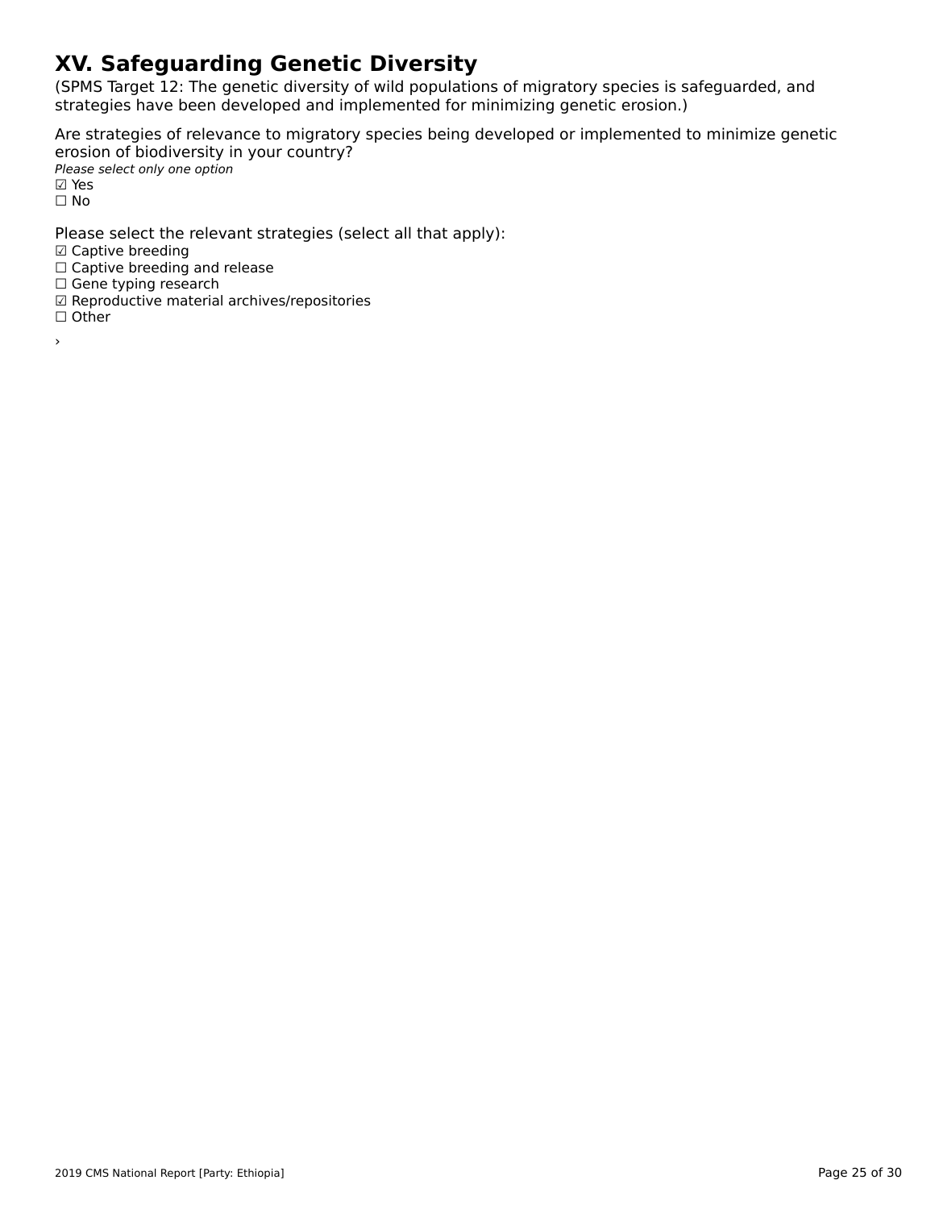# XV. Safeguarding Genetic Diversity

(SPMS Target 12: The genetic diversity of wild populations of migratory species is safeguarded, and strategies have been developed and implemented for minimizing genetic erosion.)

Are strategies of relevance to migratory species being developed or implemented to minimize genetic erosion of biodiversity in your country?

*Please select only one option*

☑ Yes
☐ No

Please select the relevant strategies (select all that apply):

☑ Captive breeding
☐ Captive breeding and release
☐ Gene typing research
☑ Reproductive material archives/repositories
☐ Other

›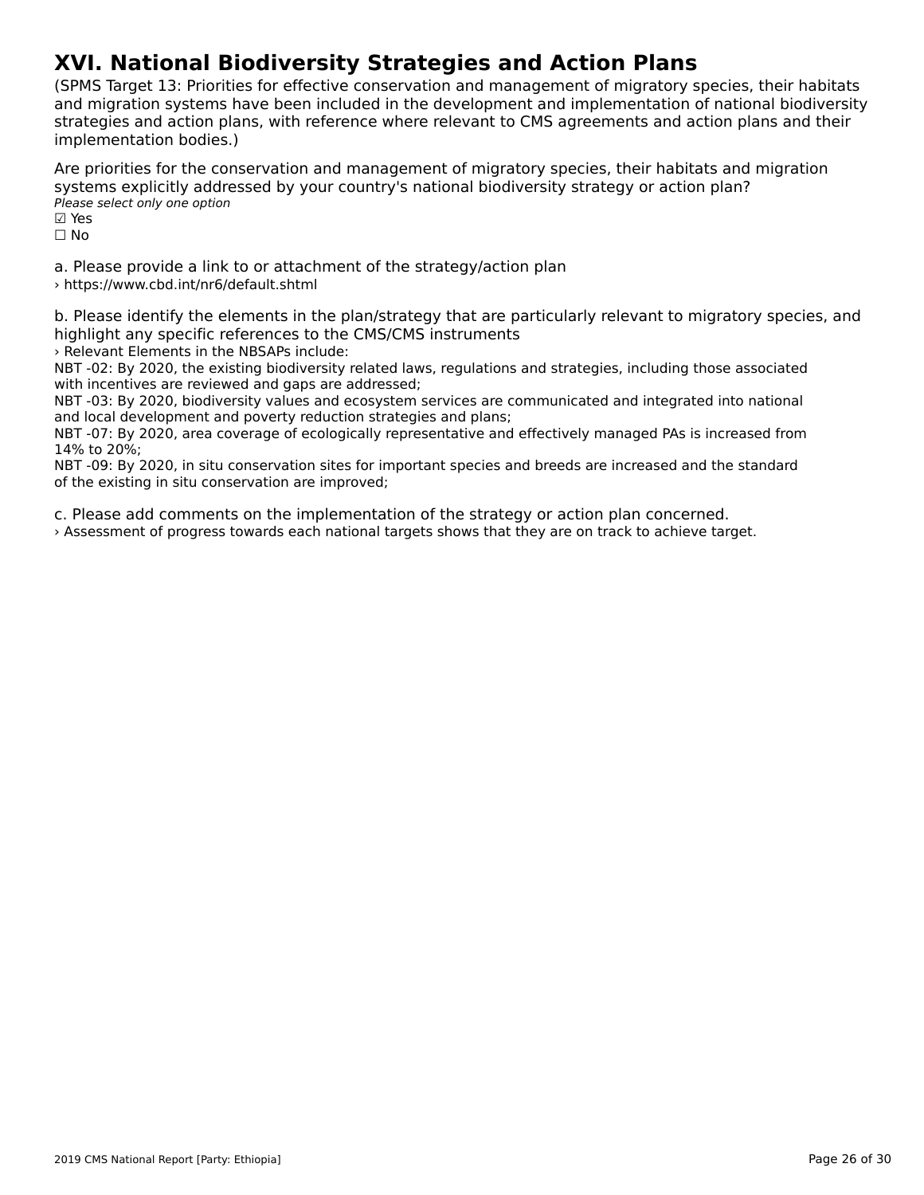# XVI. National Biodiversity Strategies and Action Plans

(SPMS Target 13: Priorities for effective conservation and management of migratory species, their habitats and migration systems have been included in the development and implementation of national biodiversity strategies and action plans, with reference where relevant to CMS agreements and action plans and their implementation bodies.)

Are priorities for the conservation and management of migratory species, their habitats and migration systems explicitly addressed by your country's national biodiversity strategy or action plan?

*Please select only one option*

☑ Yes
☐ No

a. Please provide a link to or attachment of the strategy/action plan

› https://www.cbd.int/nr6/default.shtml

b. Please identify the elements in the plan/strategy that are particularly relevant to migratory species, and highlight any specific references to the CMS/CMS instruments

› Relevant Elements in the NBSAPs include:
NBT -02: By 2020, the existing biodiversity related laws, regulations and strategies, including those associated with incentives are reviewed and gaps are addressed;
NBT -03: By 2020, biodiversity values and ecosystem services are communicated and integrated into national and local development and poverty reduction strategies and plans;
NBT -07: By 2020, area coverage of ecologically representative and effectively managed PAs is increased from 14% to 20%;
NBT -09: By 2020, in situ conservation sites for important species and breeds are increased and the standard of the existing in situ conservation are improved;

c. Please add comments on the implementation of the strategy or action plan concerned.

› Assessment of progress towards each national targets shows that they are on track to achieve target.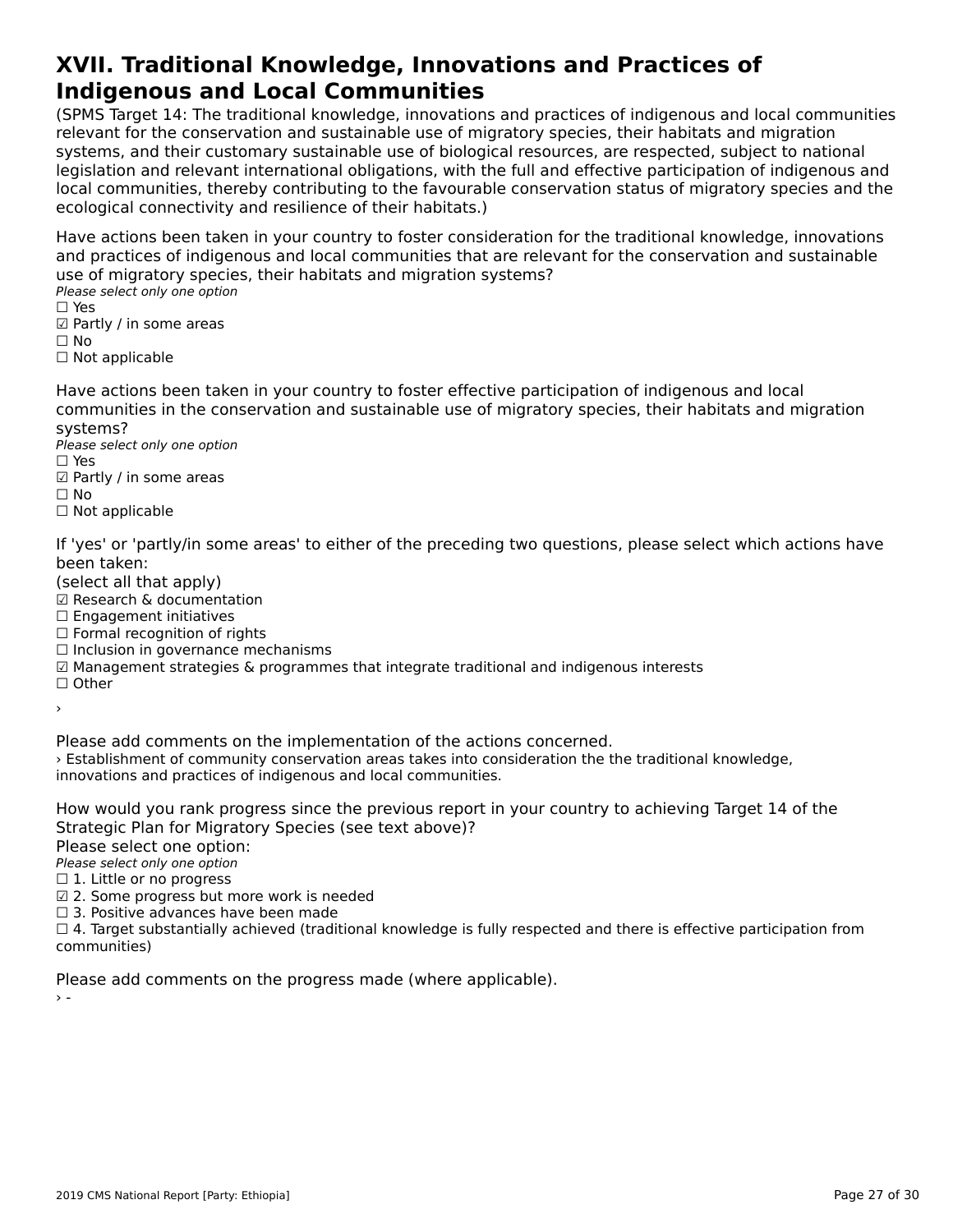# XVII. Traditional Knowledge, Innovations and Practices of Indigenous and Local Communities

(SPMS Target 14: The traditional knowledge, innovations and practices of indigenous and local communities relevant for the conservation and sustainable use of migratory species, their habitats and migration systems, and their customary sustainable use of biological resources, are respected, subject to national legislation and relevant international obligations, with the full and effective participation of indigenous and local communities, thereby contributing to the favourable conservation status of migratory species and the ecological connectivity and resilience of their habitats.)

Have actions been taken in your country to foster consideration for the traditional knowledge, innovations and practices of indigenous and local communities that are relevant for the conservation and sustainable use of migratory species, their habitats and migration systems?

*Please select only one option*

☐ Yes
☑ Partly / in some areas
☐ No
☐ Not applicable

Have actions been taken in your country to foster effective participation of indigenous and local communities in the conservation and sustainable use of migratory species, their habitats and migration systems?

*Please select only one option*

☐ Yes
☑ Partly / in some areas
☐ No
☐ Not applicable

If 'yes' or 'partly/in some areas' to either of the preceding two questions, please select which actions have been taken:

(select all that apply)

☑ Research & documentation
☐ Engagement initiatives
☐ Formal recognition of rights
☐ Inclusion in governance mechanisms
☑ Management strategies & programmes that integrate traditional and indigenous interests
☐ Other

›

Please add comments on the implementation of the actions concerned.

› Establishment of community conservation areas takes into consideration the the traditional knowledge, innovations and practices of indigenous and local communities.

How would you rank progress since the previous report in your country to achieving Target 14 of the Strategic Plan for Migratory Species (see text above)?

Please select one option:

*Please select only one option*

☐ 1. Little or no progress
☑ 2. Some progress but more work is needed
☐ 3. Positive advances have been made
☐ 4. Target substantially achieved (traditional knowledge is fully respected and there is effective participation from communities)

Please add comments on the progress made (where applicable).

› -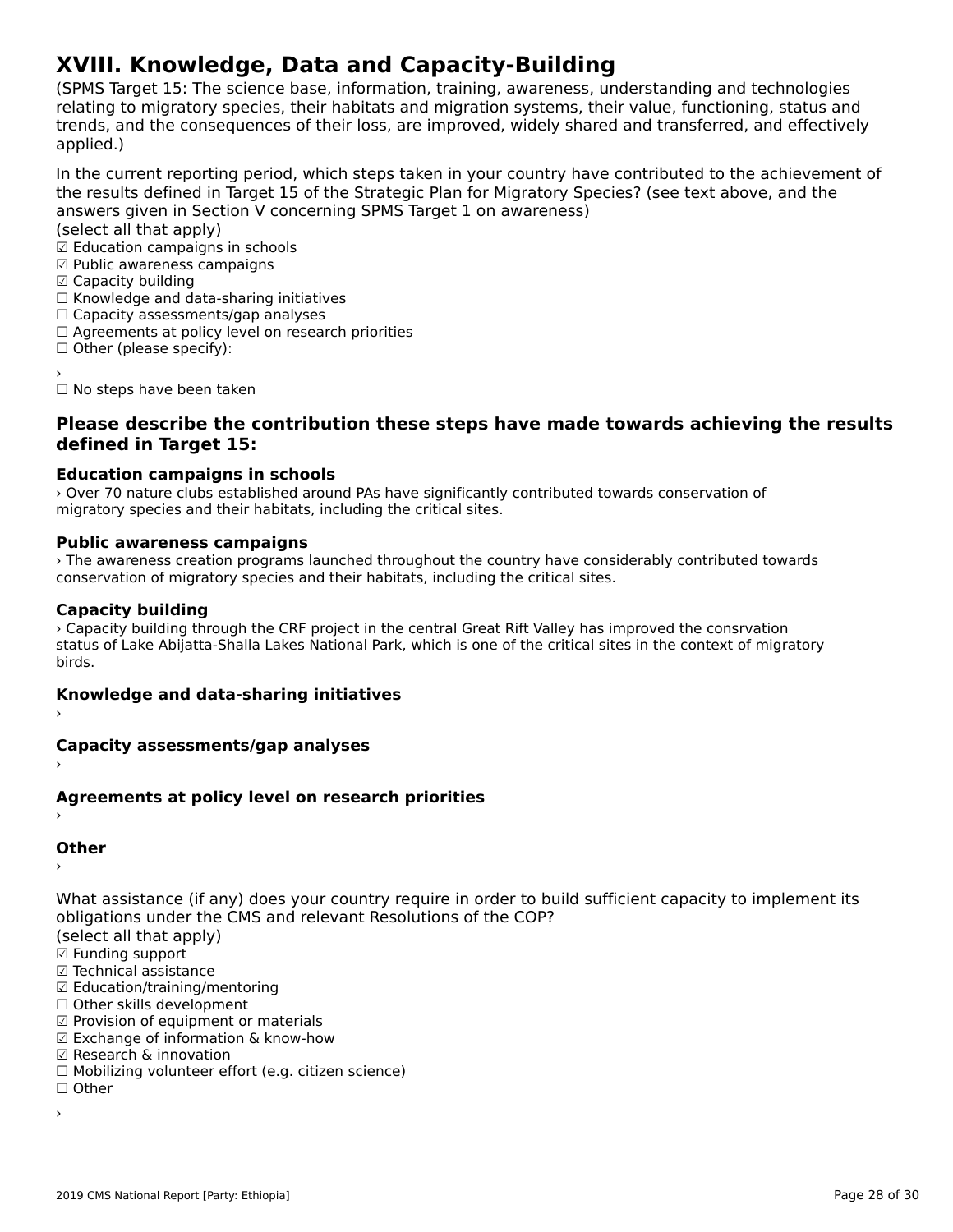# XVIII. Knowledge, Data and Capacity-Building

(SPMS Target 15: The science base, information, training, awareness, understanding and technologies relating to migratory species, their habitats and migration systems, their value, functioning, status and trends, and the consequences of their loss, are improved, widely shared and transferred, and effectively applied.)

In the current reporting period, which steps taken in your country have contributed to the achievement of the results defined in Target 15 of the Strategic Plan for Migratory Species? (see text above, and the answers given in Section V concerning SPMS Target 1 on awareness)
(select all that apply)

☑ Education campaigns in schools
☑ Public awareness campaigns
☑ Capacity building
☐ Knowledge and data-sharing initiatives
☐ Capacity assessments/gap analyses
☐ Agreements at policy level on research priorities
☐ Other (please specify):

›

☐ No steps have been taken

### Please describe the contribution these steps have made towards achieving the results defined in Target 15:

**Education campaigns in schools**

› Over 70 nature clubs established around PAs have significantly contributed towards conservation of migratory species and their habitats, including the critical sites.

**Public awareness campaigns**

› The awareness creation programs launched throughout the country have considerably contributed towards conservation of migratory species and their habitats, including the critical sites.

**Capacity building**

› Capacity building through the CRF project in the central Great Rift Valley has improved the consrvation status of Lake Abijatta-Shalla Lakes National Park, which is one of the critical sites in the context of migratory birds.

**Knowledge and data-sharing initiatives**

›

**Capacity assessments/gap analyses**

›

**Agreements at policy level on research priorities**

›

**Other**

›

What assistance (if any) does your country require in order to build sufficient capacity to implement its obligations under the CMS and relevant Resolutions of the COP?
(select all that apply)

☑ Funding support
☑ Technical assistance
☑ Education/training/mentoring
☐ Other skills development
☑ Provision of equipment or materials
☑ Exchange of information & know-how
☑ Research & innovation
☐ Mobilizing volunteer effort (e.g. citizen science)
☐ Other

›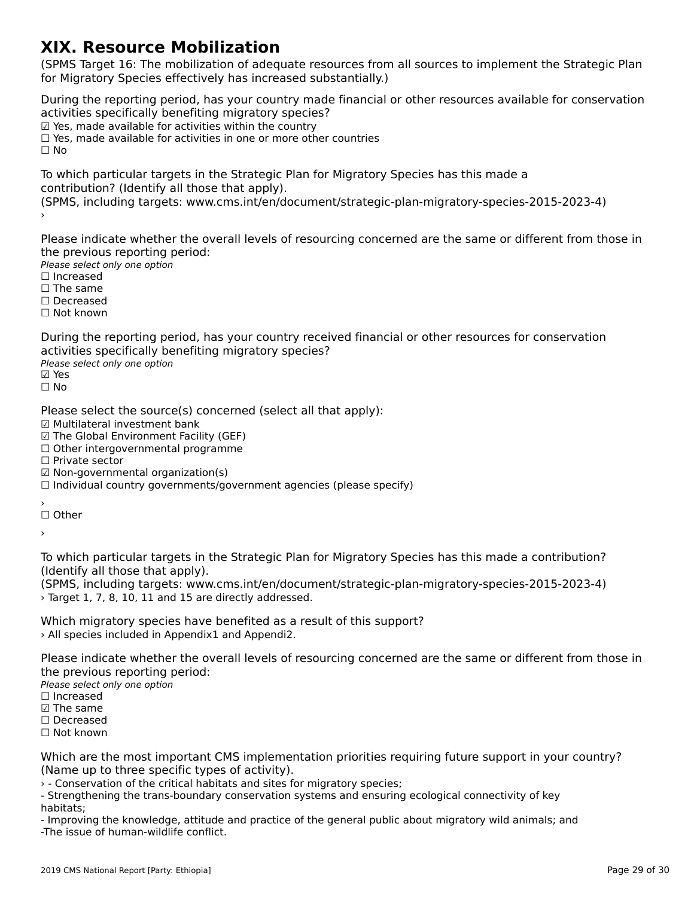# XIX. Resource Mobilization

(SPMS Target 16: The mobilization of adequate resources from all sources to implement the Strategic Plan for Migratory Species effectively has increased substantially.)

During the reporting period, has your country made financial or other resources available for conservation activities specifically benefiting migratory species?

☑ Yes, made available for activities within the country
☐ Yes, made available for activities in one or more other countries
☐ No

To which particular targets in the Strategic Plan for Migratory Species has this made a contribution? (Identify all those that apply).
(SPMS, including targets: www.cms.int/en/document/strategic-plan-migratory-species-2015-2023-4)
›

Please indicate whether the overall levels of resourcing concerned are the same or different from those in the previous reporting period:
*Please select only one option*
☐ Increased
☐ The same
☐ Decreased
☐ Not known

During the reporting period, has your country received financial or other resources for conservation activities specifically benefiting migratory species?
*Please select only one option*
☑ Yes
☐ No

Please select the source(s) concerned (select all that apply):
☑ Multilateral investment bank
☑ The Global Environment Facility (GEF)
☐ Other intergovernmental programme
☐ Private sector
☑ Non-governmental organization(s)
☐ Individual country governments/government agencies (please specify)

›
☐ Other

›

To which particular targets in the Strategic Plan for Migratory Species has this made a contribution? (Identify all those that apply).
(SPMS, including targets: www.cms.int/en/document/strategic-plan-migratory-species-2015-2023-4)
› Target 1, 7, 8, 10, 11 and 15 are directly addressed.

Which migratory species have benefited as a result of this support?
› All species included in Appendix1 and Appendi2.

Please indicate whether the overall levels of resourcing concerned are the same or different from those in the previous reporting period:
*Please select only one option*
☐ Increased
☑ The same
☐ Decreased
☐ Not known

Which are the most important CMS implementation priorities requiring future support in your country? (Name up to three specific types of activity).
› - Conservation of the critical habitats and sites for migratory species;
- Strengthening the trans-boundary conservation systems and ensuring ecological connectivity of key habitats;
- Improving the knowledge, attitude and practice of the general public about migratory wild animals; and
-The issue of human-wildlife conflict.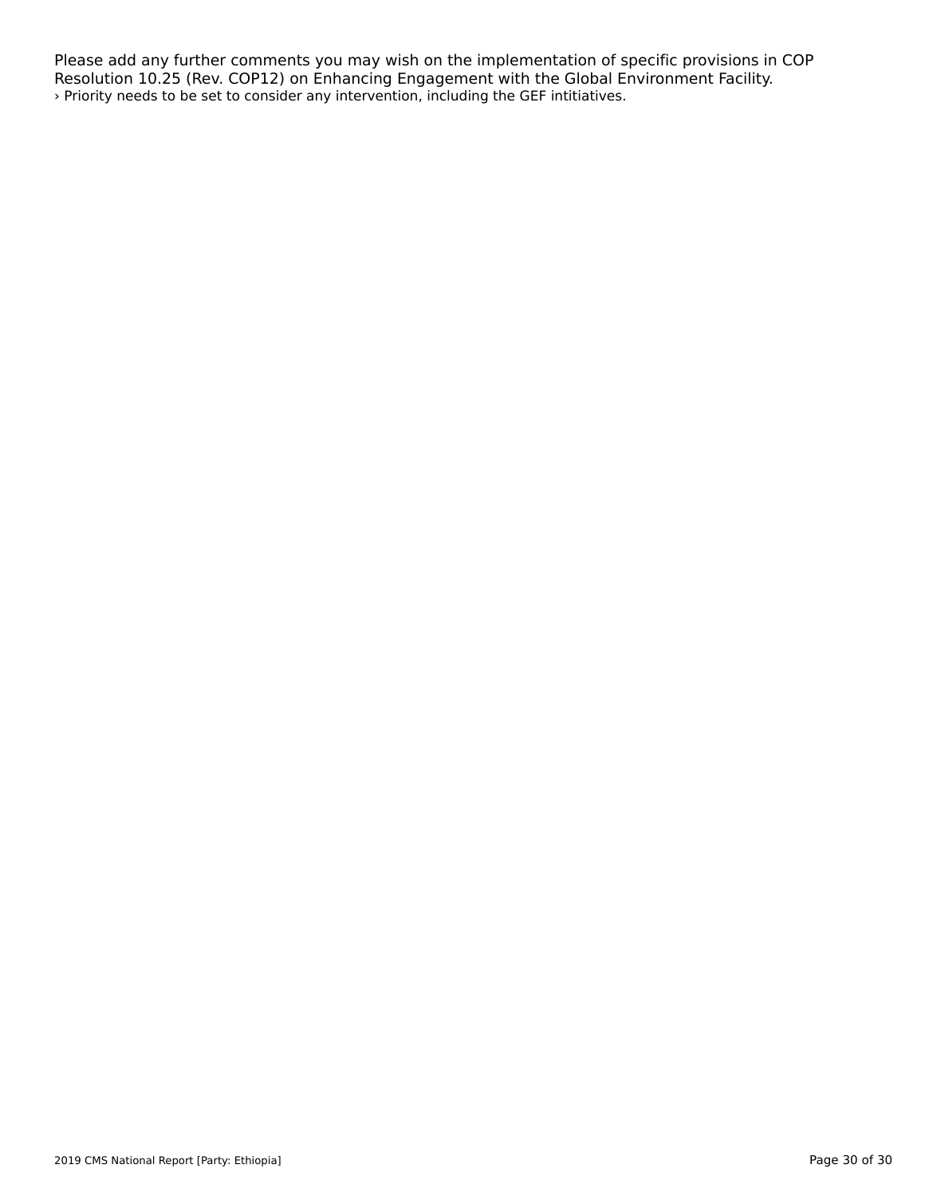Please add any further comments you may wish on the implementation of specific provisions in COP Resolution 10.25 (Rev. COP12) on Enhancing Engagement with the Global Environment Facility.

› Priority needs to be set to consider any intervention, including the GEF intitiatives.